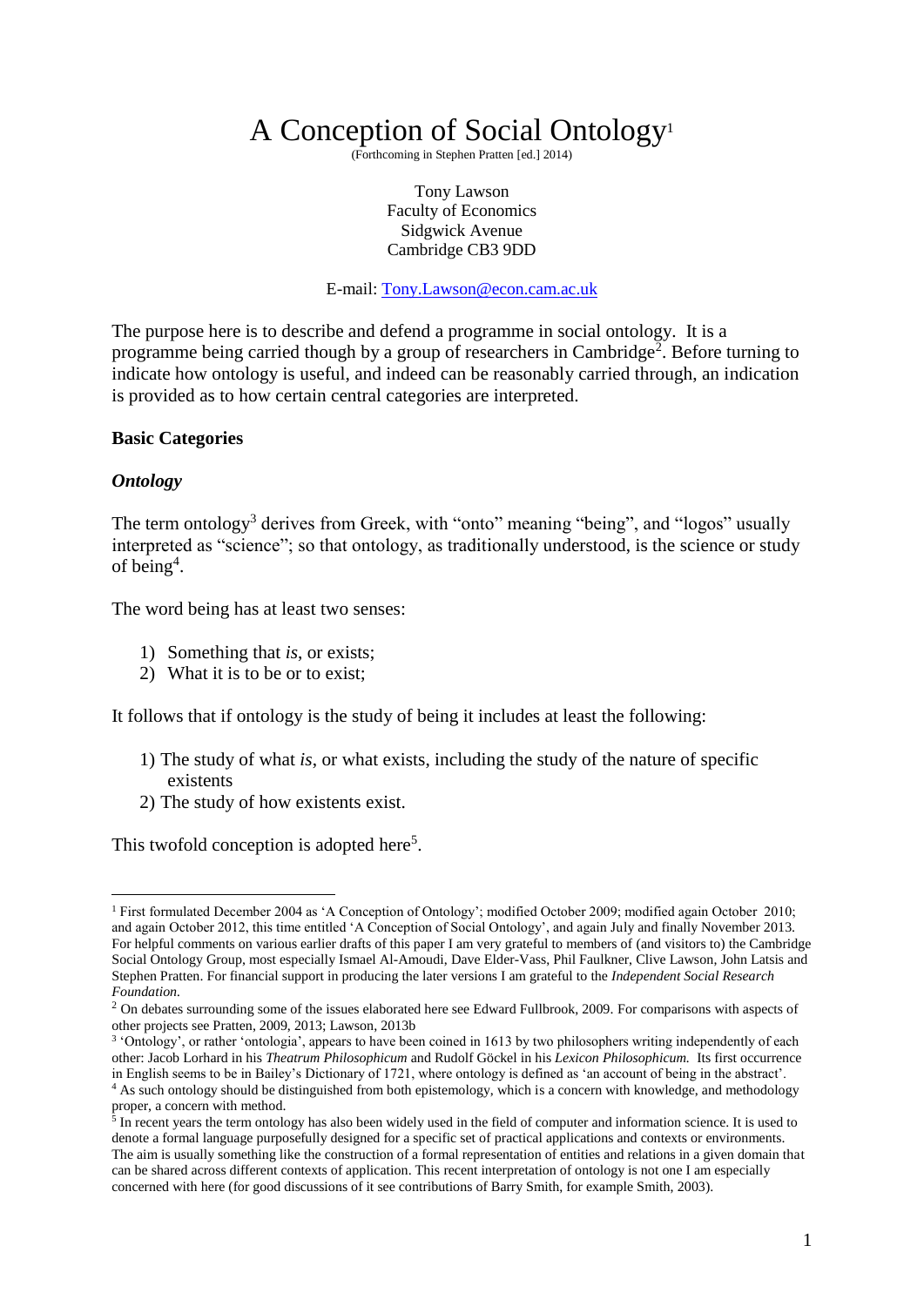# A Conception of Social Ontology[1]

(Forthcoming in Stephen Pratten [ed.] 2014)

Tony Lawson
Faculty of Economics
Sidgwick Avenue
Cambridge CB3 9DD

E-mail: Tony.Lawson@econ.cam.ac.uk

The purpose here is to describe and defend a programme in social ontology. It is a programme being carried though by a group of researchers in Cambridge[2]. Before turning to indicate how ontology is useful, and indeed can be reasonably carried through, an indication is provided as to how certain central categories are interpreted.

### Basic Categories

#### *Ontology*

The term ontology[3] derives from Greek, with "onto" meaning "being", and "logos" usually interpreted as "science"; so that ontology, as traditionally understood, is the science or study of being[4].

The word being has at least two senses:

1) Something that *is*, or exists;
2) What it is to be or to exist;

It follows that if ontology is the study of being it includes at least the following:

1) The study of what *is*, or what exists, including the study of the nature of specific existents
2) The study of how existents exist.

This twofold conception is adopted here[5].

---

[1] First formulated December 2004 as 'A Conception of Ontology'; modified October 2009; modified again October 2010; and again October 2012, this time entitled 'A Conception of Social Ontology', and again July and finally November 2013. For helpful comments on various earlier drafts of this paper I am very grateful to members of (and visitors to) the Cambridge Social Ontology Group, most especially Ismael Al-Amoudi, Dave Elder-Vass, Phil Faulkner, Clive Lawson, John Latsis and Stephen Pratten. For financial support in producing the later versions I am grateful to the *Independent Social Research Foundation*.

[2] On debates surrounding some of the issues elaborated here see Edward Fullbrook, 2009. For comparisons with aspects of other projects see Pratten, 2009, 2013; Lawson, 2013b

[3] 'Ontology', or rather 'ontologia', appears to have been coined in 1613 by two philosophers writing independently of each other: Jacob Lorhard in his *Theatrum Philosophicum* and Rudolf Göckel in his *Lexicon Philosophicum.* Its first occurrence in English seems to be in Bailey's Dictionary of 1721, where ontology is defined as 'an account of being in the abstract'.

[4] As such ontology should be distinguished from both epistemology, which is a concern with knowledge, and methodology proper, a concern with method.

[5] In recent years the term ontology has also been widely used in the field of computer and information science. It is used to denote a formal language purposefully designed for a specific set of practical applications and contexts or environments. The aim is usually something like the construction of a formal representation of entities and relations in a given domain that can be shared across different contexts of application. This recent interpretation of ontology is not one I am especially concerned with here (for good discussions of it see contributions of Barry Smith, for example Smith, 2003).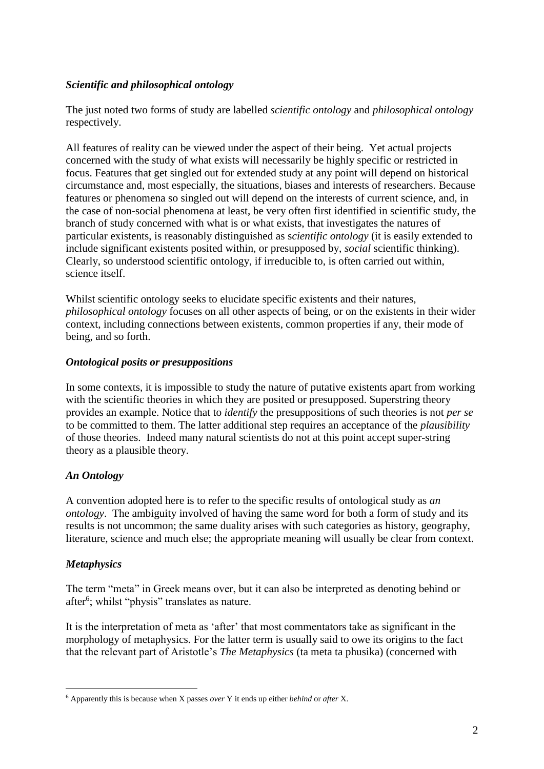### *Scientific and philosophical ontology*

The just noted two forms of study are labelled *scientific ontology* and *philosophical ontology* respectively.

All features of reality can be viewed under the aspect of their being. Yet actual projects concerned with the study of what exists will necessarily be highly specific or restricted in focus. Features that get singled out for extended study at any point will depend on historical circumstance and, most especially, the situations, biases and interests of researchers. Because features or phenomena so singled out will depend on the interests of current science, and, in the case of non-social phenomena at least, be very often first identified in scientific study, the branch of study concerned with what is or what exists, that investigates the natures of particular existents, is reasonably distinguished as s*cientific ontology* (it is easily extended to include significant existents posited within, or presupposed by, *social* scientific thinking). Clearly, so understood scientific ontology, if irreducible to, is often carried out within, science itself.

Whilst scientific ontology seeks to elucidate specific existents and their natures, *philosophical ontology* focuses on all other aspects of being, or on the existents in their wider context, including connections between existents, common properties if any, their mode of being, and so forth.

### *Ontological posits or presuppositions*

In some contexts, it is impossible to study the nature of putative existents apart from working with the scientific theories in which they are posited or presupposed. Superstring theory provides an example. Notice that to *identify* the presuppositions of such theories is not *per se* to be committed to them. The latter additional step requires an acceptance of the *plausibility* of those theories. Indeed many natural scientists do not at this point accept super-string theory as a plausible theory.

### *An Ontology*

A convention adopted here is to refer to the specific results of ontological study as *an ontology*. The ambiguity involved of having the same word for both a form of study and its results is not uncommon; the same duality arises with such categories as history, geography, literature, science and much else; the appropriate meaning will usually be clear from context.

### *Metaphysics*

The term "meta" in Greek means over, but it can also be interpreted as denoting behind or after[6]; whilst "physis" translates as nature.

It is the interpretation of meta as 'after' that most commentators take as significant in the morphology of metaphysics. For the latter term is usually said to owe its origins to the fact that the relevant part of Aristotle's *The Metaphysics* (ta meta ta phusika) (concerned with

[6] Apparently this is because when X passes *over* Y it ends up either *behind* or *after* X.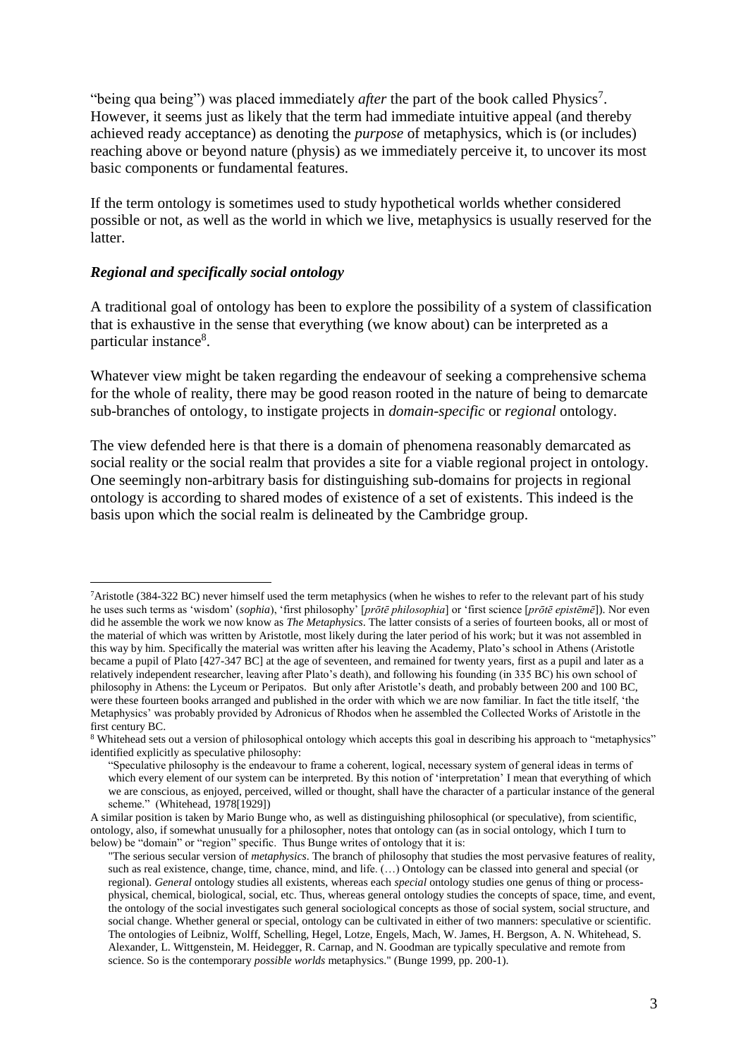"being qua being") was placed immediately *after* the part of the book called Physics[7]. However, it seems just as likely that the term had immediate intuitive appeal (and thereby achieved ready acceptance) as denoting the *purpose* of metaphysics, which is (or includes) reaching above or beyond nature (physis) as we immediately perceive it, to uncover its most basic components or fundamental features.

If the term ontology is sometimes used to study hypothetical worlds whether considered possible or not, as well as the world in which we live, metaphysics is usually reserved for the latter.

### *Regional and specifically social ontology*

A traditional goal of ontology has been to explore the possibility of a system of classification that is exhaustive in the sense that everything (we know about) can be interpreted as a particular instance[8].

Whatever view might be taken regarding the endeavour of seeking a comprehensive schema for the whole of reality, there may be good reason rooted in the nature of being to demarcate sub-branches of ontology, to instigate projects in *domain-specific* or *regional* ontology.

The view defended here is that there is a domain of phenomena reasonably demarcated as social reality or the social realm that provides a site for a viable regional project in ontology. One seemingly non-arbitrary basis for distinguishing sub-domains for projects in regional ontology is according to shared modes of existence of a set of existents. This indeed is the basis upon which the social realm is delineated by the Cambridge group.

---

[7]Aristotle (384-322 BC) never himself used the term metaphysics (when he wishes to refer to the relevant part of his study he uses such terms as 'wisdom' (*sophia*), 'first philosophy' [*prōtē philosophia*] or 'first science [*prōtē epistēmē*]). Nor even did he assemble the work we now know as *The Metaphysics*. The latter consists of a series of fourteen books, all or most of the material of which was written by Aristotle, most likely during the later period of his work; but it was not assembled in this way by him. Specifically the material was written after his leaving the Academy, Plato's school in Athens (Aristotle became a pupil of Plato [427-347 BC] at the age of seventeen, and remained for twenty years, first as a pupil and later as a relatively independent researcher, leaving after Plato's death), and following his founding (in 335 BC) his own school of philosophy in Athens: the Lyceum or Peripatos. But only after Aristotle's death, and probably between 200 and 100 BC, were these fourteen books arranged and published in the order with which we are now familiar. In fact the title itself, 'the Metaphysics' was probably provided by Adronicus of Rhodos when he assembled the Collected Works of Aristotle in the first century BC.

[8] Whitehead sets out a version of philosophical ontology which accepts this goal in describing his approach to "metaphysics" identified explicitly as speculative philosophy:

> "Speculative philosophy is the endeavour to frame a coherent, logical, necessary system of general ideas in terms of which every element of our system can be interpreted. By this notion of 'interpretation' I mean that everything of which we are conscious, as enjoyed, perceived, willed or thought, shall have the character of a particular instance of the general scheme." (Whitehead, 1978[1929])

A similar position is taken by Mario Bunge who, as well as distinguishing philosophical (or speculative), from scientific, ontology, also, if somewhat unusually for a philosopher, notes that ontology can (as in social ontology, which I turn to below) be "domain" or "region" specific. Thus Bunge writes of ontology that it is:

> "The serious secular version of *metaphysics*. The branch of philosophy that studies the most pervasive features of reality, such as real existence, change, time, chance, mind, and life. (…) Ontology can be classed into general and special (or regional). *General* ontology studies all existents, whereas each *special* ontology studies one genus of thing or process-physical, chemical, biological, social, etc. Thus, whereas general ontology studies the concepts of space, time, and event, the ontology of the social investigates such general sociological concepts as those of social system, social structure, and social change. Whether general or special, ontology can be cultivated in either of two manners: speculative or scientific. The ontologies of Leibniz, Wolff, Schelling, Hegel, Lotze, Engels, Mach, W. James, H. Bergson, A. N. Whitehead, S. Alexander, L. Wittgenstein, M. Heidegger, R. Carnap, and N. Goodman are typically speculative and remote from science. So is the contemporary *possible worlds* metaphysics." (Bunge 1999, pp. 200-1).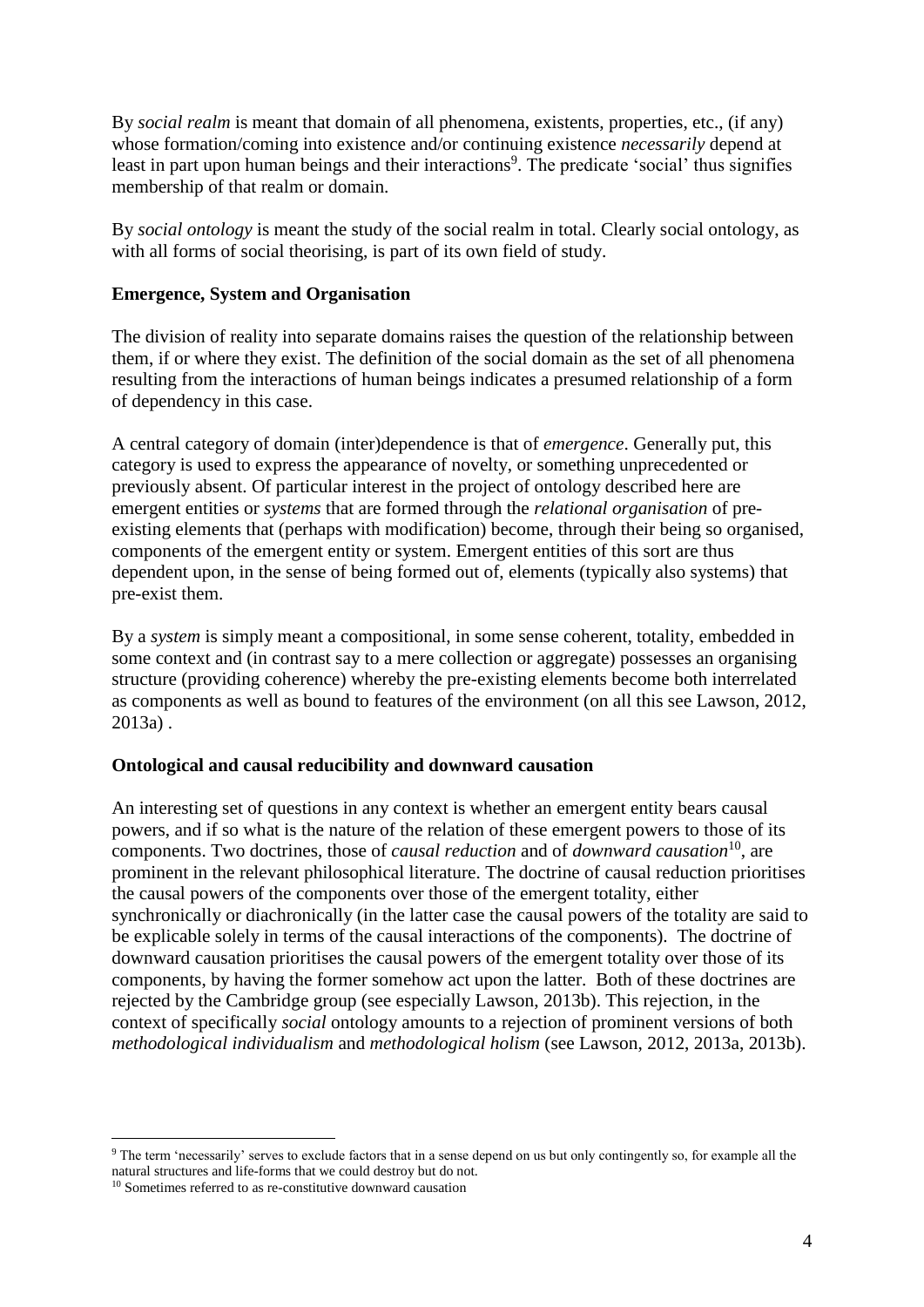By *social realm* is meant that domain of all phenomena, existents, properties, etc., (if any) whose formation/coming into existence and/or continuing existence *necessarily* depend at least in part upon human beings and their interactions[9]. The predicate 'social' thus signifies membership of that realm or domain.

By *social ontology* is meant the study of the social realm in total. Clearly social ontology, as with all forms of social theorising, is part of its own field of study.

**Emergence, System and Organisation**

The division of reality into separate domains raises the question of the relationship between them, if or where they exist. The definition of the social domain as the set of all phenomena resulting from the interactions of human beings indicates a presumed relationship of a form of dependency in this case.

A central category of domain (inter)dependence is that of *emergence*. Generally put, this category is used to express the appearance of novelty, or something unprecedented or previously absent. Of particular interest in the project of ontology described here are emergent entities or *systems* that are formed through the *relational organisation* of pre-existing elements that (perhaps with modification) become, through their being so organised, components of the emergent entity or system. Emergent entities of this sort are thus dependent upon, in the sense of being formed out of, elements (typically also systems) that pre-exist them.

By a *system* is simply meant a compositional, in some sense coherent, totality, embedded in some context and (in contrast say to a mere collection or aggregate) possesses an organising structure (providing coherence) whereby the pre-existing elements become both interrelated as components as well as bound to features of the environment (on all this see Lawson, 2012, 2013a) .

**Ontological and causal reducibility and downward causation**

An interesting set of questions in any context is whether an emergent entity bears causal powers, and if so what is the nature of the relation of these emergent powers to those of its components. Two doctrines, those of *causal reduction* and of *downward causation*[10], are prominent in the relevant philosophical literature. The doctrine of causal reduction prioritises the causal powers of the components over those of the emergent totality, either synchronically or diachronically (in the latter case the causal powers of the totality are said to be explicable solely in terms of the causal interactions of the components). The doctrine of downward causation prioritises the causal powers of the emergent totality over those of its components, by having the former somehow act upon the latter. Both of these doctrines are rejected by the Cambridge group (see especially Lawson, 2013b). This rejection, in the context of specifically *social* ontology amounts to a rejection of prominent versions of both *methodological individualism* and *methodological holism* (see Lawson, 2012, 2013a, 2013b).

---

[9] The term 'necessarily' serves to exclude factors that in a sense depend on us but only contingently so, for example all the natural structures and life-forms that we could destroy but do not.

[10] Sometimes referred to as re-constitutive downward causation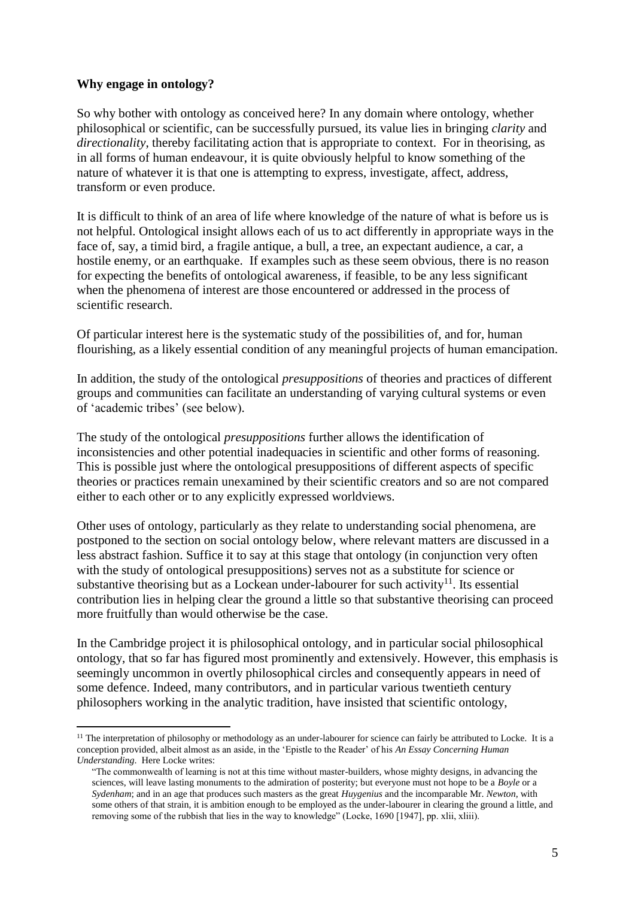**Why engage in ontology?**

So why bother with ontology as conceived here? In any domain where ontology, whether philosophical or scientific, can be successfully pursued, its value lies in bringing *clarity* and *directionality*, thereby facilitating action that is appropriate to context. For in theorising, as in all forms of human endeavour, it is quite obviously helpful to know something of the nature of whatever it is that one is attempting to express, investigate, affect, address, transform or even produce.

It is difficult to think of an area of life where knowledge of the nature of what is before us is not helpful. Ontological insight allows each of us to act differently in appropriate ways in the face of, say, a timid bird, a fragile antique, a bull, a tree, an expectant audience, a car, a hostile enemy, or an earthquake. If examples such as these seem obvious, there is no reason for expecting the benefits of ontological awareness, if feasible, to be any less significant when the phenomena of interest are those encountered or addressed in the process of scientific research.

Of particular interest here is the systematic study of the possibilities of, and for, human flourishing, as a likely essential condition of any meaningful projects of human emancipation.

In addition, the study of the ontological *presuppositions* of theories and practices of different groups and communities can facilitate an understanding of varying cultural systems or even of 'academic tribes' (see below).

The study of the ontological *presuppositions* further allows the identification of inconsistencies and other potential inadequacies in scientific and other forms of reasoning. This is possible just where the ontological presuppositions of different aspects of specific theories or practices remain unexamined by their scientific creators and so are not compared either to each other or to any explicitly expressed worldviews.

Other uses of ontology, particularly as they relate to understanding social phenomena, are postponed to the section on social ontology below, where relevant matters are discussed in a less abstract fashion. Suffice it to say at this stage that ontology (in conjunction very often with the study of ontological presuppositions) serves not as a substitute for science or substantive theorising but as a Lockean under-labourer for such activity[11]. Its essential contribution lies in helping clear the ground a little so that substantive theorising can proceed more fruitfully than would otherwise be the case.

In the Cambridge project it is philosophical ontology, and in particular social philosophical ontology, that so far has figured most prominently and extensively. However, this emphasis is seemingly uncommon in overtly philosophical circles and consequently appears in need of some defence. Indeed, many contributors, and in particular various twentieth century philosophers working in the analytic tradition, have insisted that scientific ontology,

---

[11] The interpretation of philosophy or methodology as an under-labourer for science can fairly be attributed to Locke. It is a conception provided, albeit almost as an aside, in the 'Epistle to the Reader' of his *An Essay Concerning Human Understanding*. Here Locke writes:

"The commonwealth of learning is not at this time without master-builders, whose mighty designs, in advancing the sciences, will leave lasting monuments to the admiration of posterity; but everyone must not hope to be a *Boyle* or a *Sydenham*; and in an age that produces such masters as the great *Huygenius* and the incomparable Mr. *Newton*, with some others of that strain, it is ambition enough to be employed as the under-labourer in clearing the ground a little, and removing some of the rubbish that lies in the way to knowledge" (Locke, 1690 [1947], pp. xlii, xliii).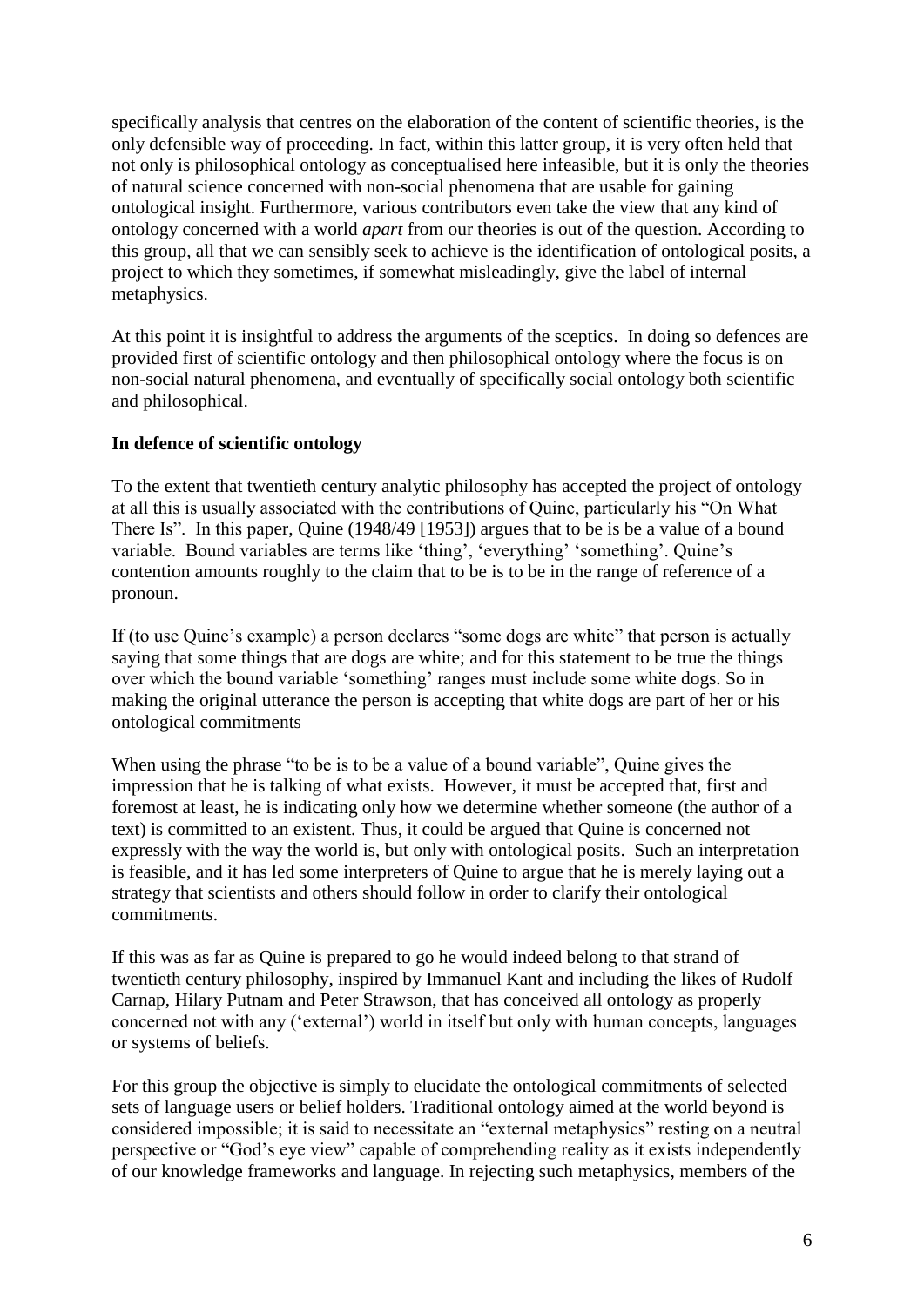specifically analysis that centres on the elaboration of the content of scientific theories, is the only defensible way of proceeding. In fact, within this latter group, it is very often held that not only is philosophical ontology as conceptualised here infeasible, but it is only the theories of natural science concerned with non-social phenomena that are usable for gaining ontological insight. Furthermore, various contributors even take the view that any kind of ontology concerned with a world *apart* from our theories is out of the question. According to this group, all that we can sensibly seek to achieve is the identification of ontological posits, a project to which they sometimes, if somewhat misleadingly, give the label of internal metaphysics.

At this point it is insightful to address the arguments of the sceptics. In doing so defences are provided first of scientific ontology and then philosophical ontology where the focus is on non-social natural phenomena, and eventually of specifically social ontology both scientific and philosophical.

**In defence of scientific ontology**

To the extent that twentieth century analytic philosophy has accepted the project of ontology at all this is usually associated with the contributions of Quine, particularly his "On What There Is". In this paper, Quine (1948/49 [1953]) argues that to be is be a value of a bound variable. Bound variables are terms like 'thing', 'everything' 'something'. Quine's contention amounts roughly to the claim that to be is to be in the range of reference of a pronoun.

If (to use Quine's example) a person declares "some dogs are white" that person is actually saying that some things that are dogs are white; and for this statement to be true the things over which the bound variable 'something' ranges must include some white dogs. So in making the original utterance the person is accepting that white dogs are part of her or his ontological commitments

When using the phrase "to be is to be a value of a bound variable", Quine gives the impression that he is talking of what exists. However, it must be accepted that, first and foremost at least, he is indicating only how we determine whether someone (the author of a text) is committed to an existent. Thus, it could be argued that Quine is concerned not expressly with the way the world is, but only with ontological posits. Such an interpretation is feasible, and it has led some interpreters of Quine to argue that he is merely laying out a strategy that scientists and others should follow in order to clarify their ontological commitments.

If this was as far as Quine is prepared to go he would indeed belong to that strand of twentieth century philosophy, inspired by Immanuel Kant and including the likes of Rudolf Carnap, Hilary Putnam and Peter Strawson, that has conceived all ontology as properly concerned not with any ('external') world in itself but only with human concepts, languages or systems of beliefs.

For this group the objective is simply to elucidate the ontological commitments of selected sets of language users or belief holders. Traditional ontology aimed at the world beyond is considered impossible; it is said to necessitate an "external metaphysics" resting on a neutral perspective or "God's eye view" capable of comprehending reality as it exists independently of our knowledge frameworks and language. In rejecting such metaphysics, members of the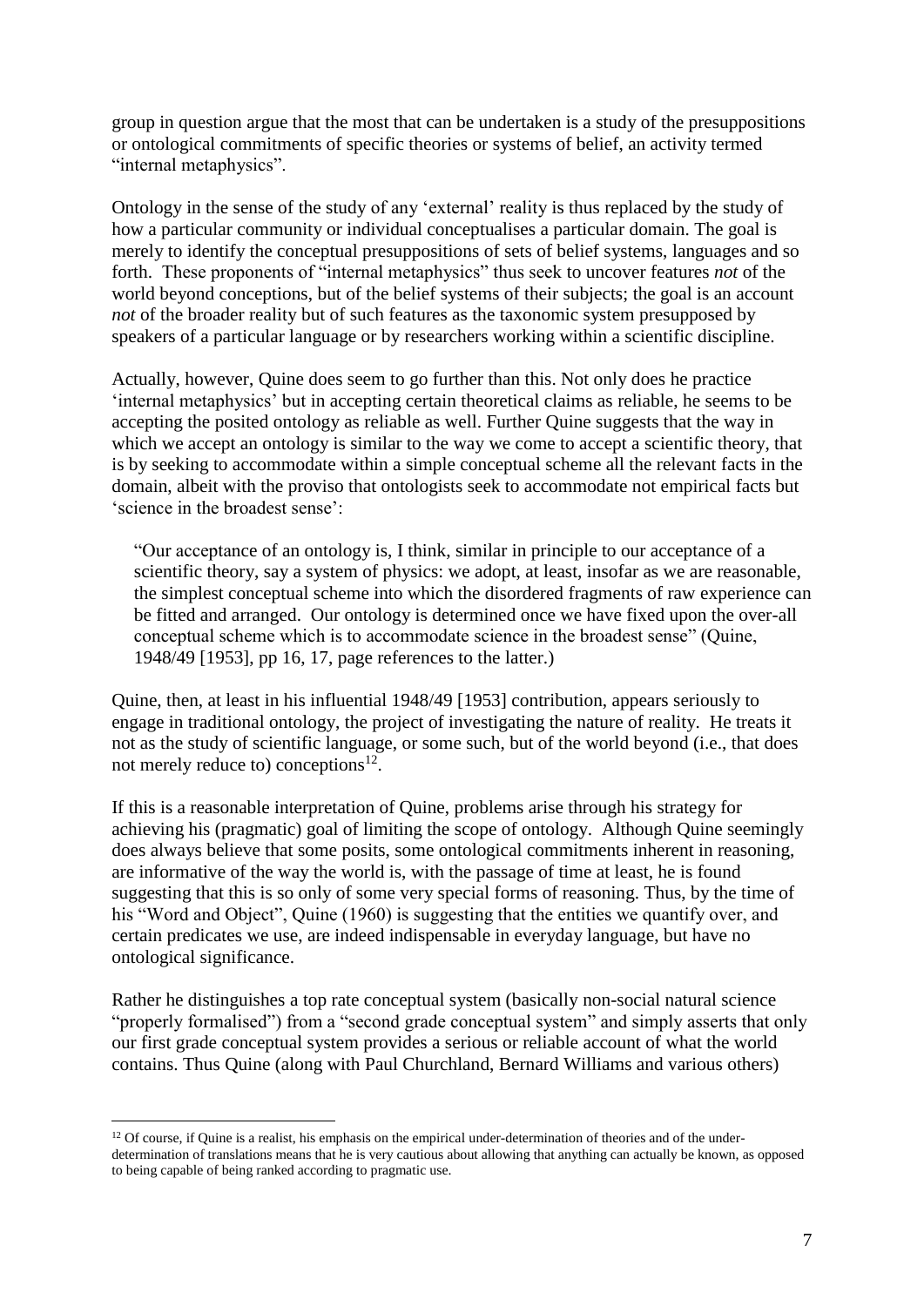group in question argue that the most that can be undertaken is a study of the presuppositions or ontological commitments of specific theories or systems of belief, an activity termed "internal metaphysics".

Ontology in the sense of the study of any 'external' reality is thus replaced by the study of how a particular community or individual conceptualises a particular domain. The goal is merely to identify the conceptual presuppositions of sets of belief systems, languages and so forth. These proponents of "internal metaphysics" thus seek to uncover features *not* of the world beyond conceptions, but of the belief systems of their subjects; the goal is an account *not* of the broader reality but of such features as the taxonomic system presupposed by speakers of a particular language or by researchers working within a scientific discipline.

Actually, however, Quine does seem to go further than this. Not only does he practice 'internal metaphysics' but in accepting certain theoretical claims as reliable, he seems to be accepting the posited ontology as reliable as well. Further Quine suggests that the way in which we accept an ontology is similar to the way we come to accept a scientific theory, that is by seeking to accommodate within a simple conceptual scheme all the relevant facts in the domain, albeit with the proviso that ontologists seek to accommodate not empirical facts but 'science in the broadest sense':

> "Our acceptance of an ontology is, I think, similar in principle to our acceptance of a scientific theory, say a system of physics: we adopt, at least, insofar as we are reasonable, the simplest conceptual scheme into which the disordered fragments of raw experience can be fitted and arranged. Our ontology is determined once we have fixed upon the over-all conceptual scheme which is to accommodate science in the broadest sense" (Quine, 1948/49 [1953], pp 16, 17, page references to the latter.)

Quine, then, at least in his influential 1948/49 [1953] contribution, appears seriously to engage in traditional ontology, the project of investigating the nature of reality. He treats it not as the study of scientific language, or some such, but of the world beyond (i.e., that does not merely reduce to) conceptions[12].

If this is a reasonable interpretation of Quine, problems arise through his strategy for achieving his (pragmatic) goal of limiting the scope of ontology. Although Quine seemingly does always believe that some posits, some ontological commitments inherent in reasoning, are informative of the way the world is, with the passage of time at least, he is found suggesting that this is so only of some very special forms of reasoning. Thus, by the time of his "Word and Object", Quine (1960) is suggesting that the entities we quantify over, and certain predicates we use, are indeed indispensable in everyday language, but have no ontological significance.

Rather he distinguishes a top rate conceptual system (basically non-social natural science "properly formalised") from a "second grade conceptual system" and simply asserts that only our first grade conceptual system provides a serious or reliable account of what the world contains. Thus Quine (along with Paul Churchland, Bernard Williams and various others)

---

[12] Of course, if Quine is a realist, his emphasis on the empirical under-determination of theories and of the under-determination of translations means that he is very cautious about allowing that anything can actually be known, as opposed to being capable of being ranked according to pragmatic use.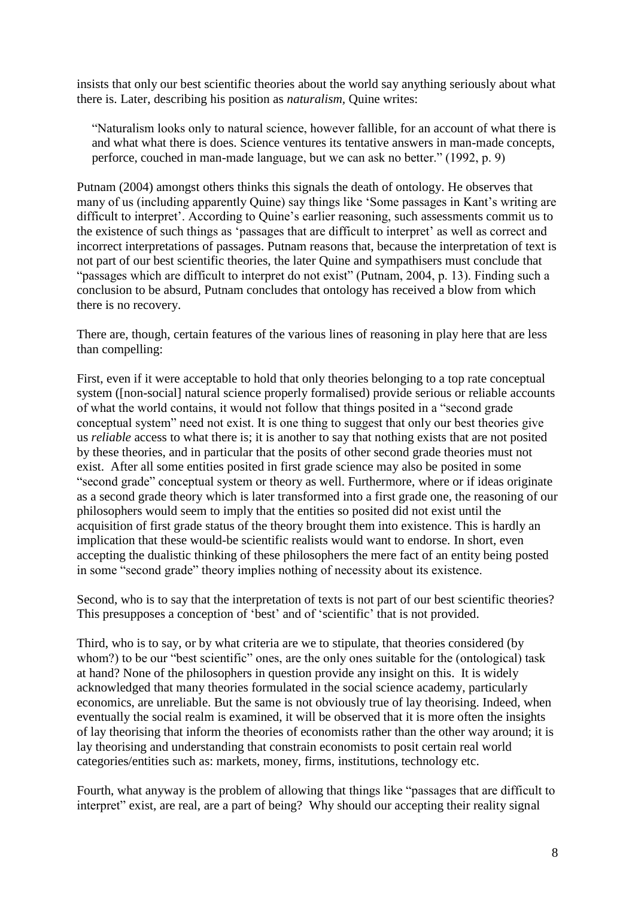insists that only our best scientific theories about the world say anything seriously about what there is. Later, describing his position as *naturalism*, Quine writes:

> "Naturalism looks only to natural science, however fallible, for an account of what there is and what what there is does. Science ventures its tentative answers in man-made concepts, perforce, couched in man-made language, but we can ask no better." (1992, p. 9)

Putnam (2004) amongst others thinks this signals the death of ontology. He observes that many of us (including apparently Quine) say things like 'Some passages in Kant's writing are difficult to interpret'. According to Quine's earlier reasoning, such assessments commit us to the existence of such things as 'passages that are difficult to interpret' as well as correct and incorrect interpretations of passages. Putnam reasons that, because the interpretation of text is not part of our best scientific theories, the later Quine and sympathisers must conclude that "passages which are difficult to interpret do not exist" (Putnam, 2004, p. 13). Finding such a conclusion to be absurd, Putnam concludes that ontology has received a blow from which there is no recovery.

There are, though, certain features of the various lines of reasoning in play here that are less than compelling:

First, even if it were acceptable to hold that only theories belonging to a top rate conceptual system ([non-social] natural science properly formalised) provide serious or reliable accounts of what the world contains, it would not follow that things posited in a "second grade conceptual system" need not exist. It is one thing to suggest that only our best theories give us *reliable* access to what there is; it is another to say that nothing exists that are not posited by these theories, and in particular that the posits of other second grade theories must not exist. After all some entities posited in first grade science may also be posited in some "second grade" conceptual system or theory as well. Furthermore, where or if ideas originate as a second grade theory which is later transformed into a first grade one, the reasoning of our philosophers would seem to imply that the entities so posited did not exist until the acquisition of first grade status of the theory brought them into existence. This is hardly an implication that these would-be scientific realists would want to endorse. In short, even accepting the dualistic thinking of these philosophers the mere fact of an entity being posted in some "second grade" theory implies nothing of necessity about its existence.

Second, who is to say that the interpretation of texts is not part of our best scientific theories? This presupposes a conception of 'best' and of 'scientific' that is not provided.

Third, who is to say, or by what criteria are we to stipulate, that theories considered (by whom?) to be our "best scientific" ones, are the only ones suitable for the (ontological) task at hand? None of the philosophers in question provide any insight on this. It is widely acknowledged that many theories formulated in the social science academy, particularly economics, are unreliable. But the same is not obviously true of lay theorising. Indeed, when eventually the social realm is examined, it will be observed that it is more often the insights of lay theorising that inform the theories of economists rather than the other way around; it is lay theorising and understanding that constrain economists to posit certain real world categories/entities such as: markets, money, firms, institutions, technology etc.

Fourth, what anyway is the problem of allowing that things like "passages that are difficult to interpret" exist, are real, are a part of being? Why should our accepting their reality signal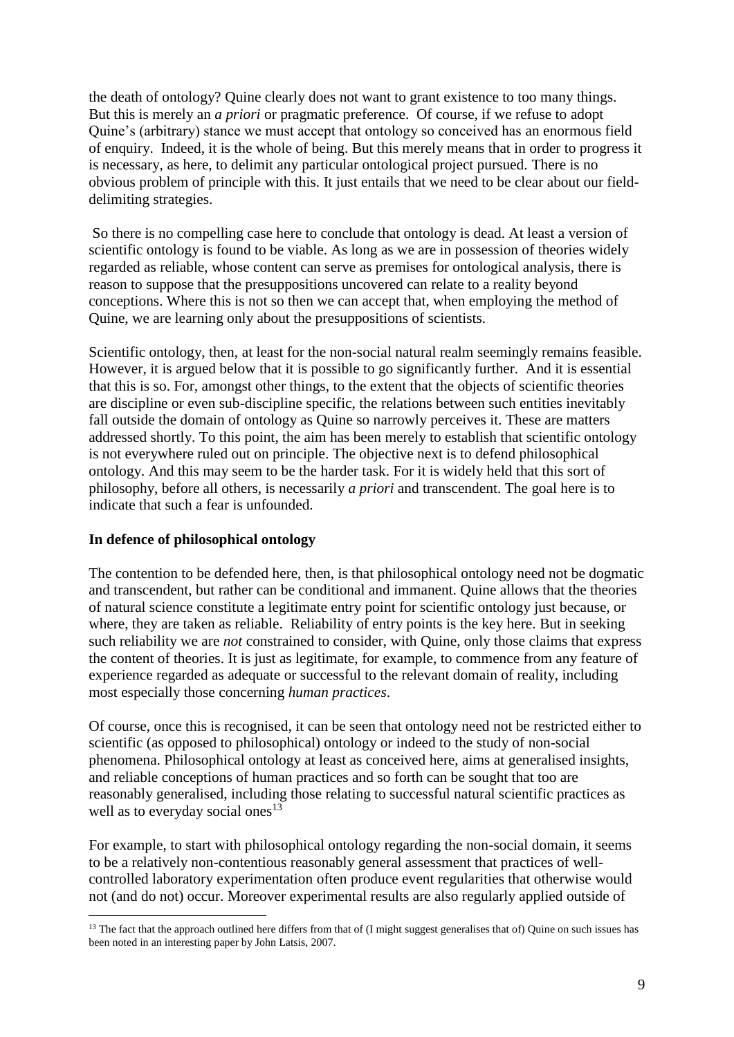the death of ontology? Quine clearly does not want to grant existence to too many things. But this is merely an *a priori* or pragmatic preference. Of course, if we refuse to adopt Quine's (arbitrary) stance we must accept that ontology so conceived has an enormous field of enquiry. Indeed, it is the whole of being. But this merely means that in order to progress it is necessary, as here, to delimit any particular ontological project pursued. There is no obvious problem of principle with this. It just entails that we need to be clear about our field-delimiting strategies.

So there is no compelling case here to conclude that ontology is dead. At least a version of scientific ontology is found to be viable. As long as we are in possession of theories widely regarded as reliable, whose content can serve as premises for ontological analysis, there is reason to suppose that the presuppositions uncovered can relate to a reality beyond conceptions. Where this is not so then we can accept that, when employing the method of Quine, we are learning only about the presuppositions of scientists.

Scientific ontology, then, at least for the non-social natural realm seemingly remains feasible. However, it is argued below that it is possible to go significantly further. And it is essential that this is so. For, amongst other things, to the extent that the objects of scientific theories are discipline or even sub-discipline specific, the relations between such entities inevitably fall outside the domain of ontology as Quine so narrowly perceives it. These are matters addressed shortly. To this point, the aim has been merely to establish that scientific ontology is not everywhere ruled out on principle. The objective next is to defend philosophical ontology. And this may seem to be the harder task. For it is widely held that this sort of philosophy, before all others, is necessarily *a priori* and transcendent. The goal here is to indicate that such a fear is unfounded.

**In defence of philosophical ontology**

The contention to be defended here, then, is that philosophical ontology need not be dogmatic and transcendent, but rather can be conditional and immanent. Quine allows that the theories of natural science constitute a legitimate entry point for scientific ontology just because, or where, they are taken as reliable. Reliability of entry points is the key here. But in seeking such reliability we are *not* constrained to consider, with Quine, only those claims that express the content of theories. It is just as legitimate, for example, to commence from any feature of experience regarded as adequate or successful to the relevant domain of reality, including most especially those concerning *human practices*.

Of course, once this is recognised, it can be seen that ontology need not be restricted either to scientific (as opposed to philosophical) ontology or indeed to the study of non-social phenomena. Philosophical ontology at least as conceived here, aims at generalised insights, and reliable conceptions of human practices and so forth can be sought that too are reasonably generalised, including those relating to successful natural scientific practices as well as to everyday social ones[13]

For example, to start with philosophical ontology regarding the non-social domain, it seems to be a relatively non-contentious reasonably general assessment that practices of well-controlled laboratory experimentation often produce event regularities that otherwise would not (and do not) occur. Moreover experimental results are also regularly applied outside of

[13] The fact that the approach outlined here differs from that of (I might suggest generalises that of) Quine on such issues has been noted in an interesting paper by John Latsis, 2007.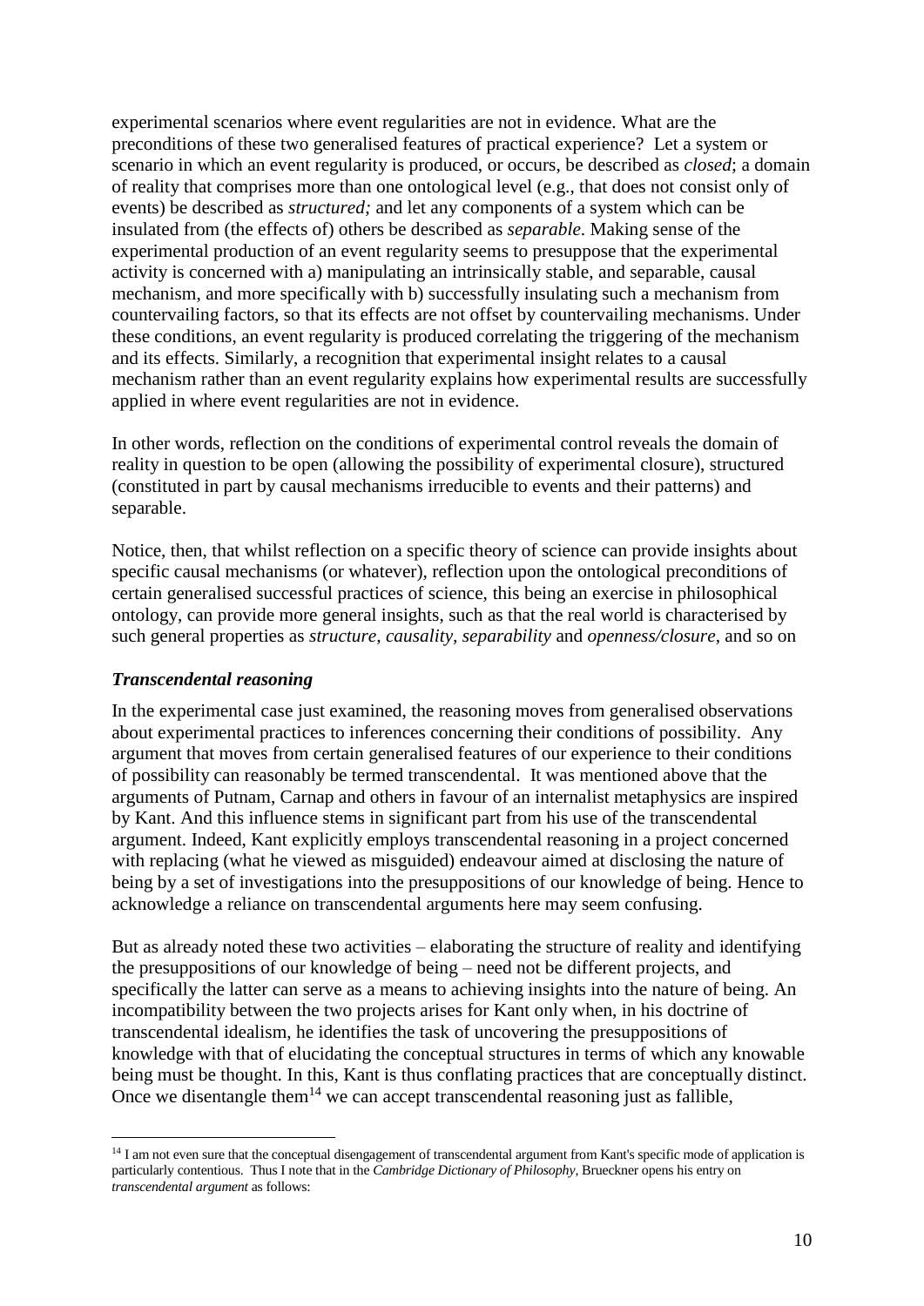experimental scenarios where event regularities are not in evidence. What are the preconditions of these two generalised features of practical experience? Let a system or scenario in which an event regularity is produced, or occurs, be described as *closed*; a domain of reality that comprises more than one ontological level (e.g., that does not consist only of events) be described as *structured;* and let any components of a system which can be insulated from (the effects of) others be described as *separable*. Making sense of the experimental production of an event regularity seems to presuppose that the experimental activity is concerned with a) manipulating an intrinsically stable, and separable, causal mechanism, and more specifically with b) successfully insulating such a mechanism from countervailing factors, so that its effects are not offset by countervailing mechanisms. Under these conditions, an event regularity is produced correlating the triggering of the mechanism and its effects. Similarly, a recognition that experimental insight relates to a causal mechanism rather than an event regularity explains how experimental results are successfully applied in where event regularities are not in evidence.

In other words, reflection on the conditions of experimental control reveals the domain of reality in question to be open (allowing the possibility of experimental closure), structured (constituted in part by causal mechanisms irreducible to events and their patterns) and separable.

Notice, then, that whilst reflection on a specific theory of science can provide insights about specific causal mechanisms (or whatever), reflection upon the ontological preconditions of certain generalised successful practices of science, this being an exercise in philosophical ontology, can provide more general insights, such as that the real world is characterised by such general properties as *structure, causality, separability* and *openness/closure*, and so on

### *Transcendental reasoning*

In the experimental case just examined, the reasoning moves from generalised observations about experimental practices to inferences concerning their conditions of possibility. Any argument that moves from certain generalised features of our experience to their conditions of possibility can reasonably be termed transcendental. It was mentioned above that the arguments of Putnam, Carnap and others in favour of an internalist metaphysics are inspired by Kant. And this influence stems in significant part from his use of the transcendental argument. Indeed, Kant explicitly employs transcendental reasoning in a project concerned with replacing (what he viewed as misguided) endeavour aimed at disclosing the nature of being by a set of investigations into the presuppositions of our knowledge of being. Hence to acknowledge a reliance on transcendental arguments here may seem confusing.

But as already noted these two activities – elaborating the structure of reality and identifying the presuppositions of our knowledge of being – need not be different projects, and specifically the latter can serve as a means to achieving insights into the nature of being. An incompatibility between the two projects arises for Kant only when, in his doctrine of transcendental idealism, he identifies the task of uncovering the presuppositions of knowledge with that of elucidating the conceptual structures in terms of which any knowable being must be thought. In this, Kant is thus conflating practices that are conceptually distinct. Once we disentangle them[14] we can accept transcendental reasoning just as fallible,

[14] I am not even sure that the conceptual disengagement of transcendental argument from Kant's specific mode of application is particularly contentious. Thus I note that in the *Cambridge Dictionary of Philosophy*, Brueckner opens his entry on *transcendental argument* as follows: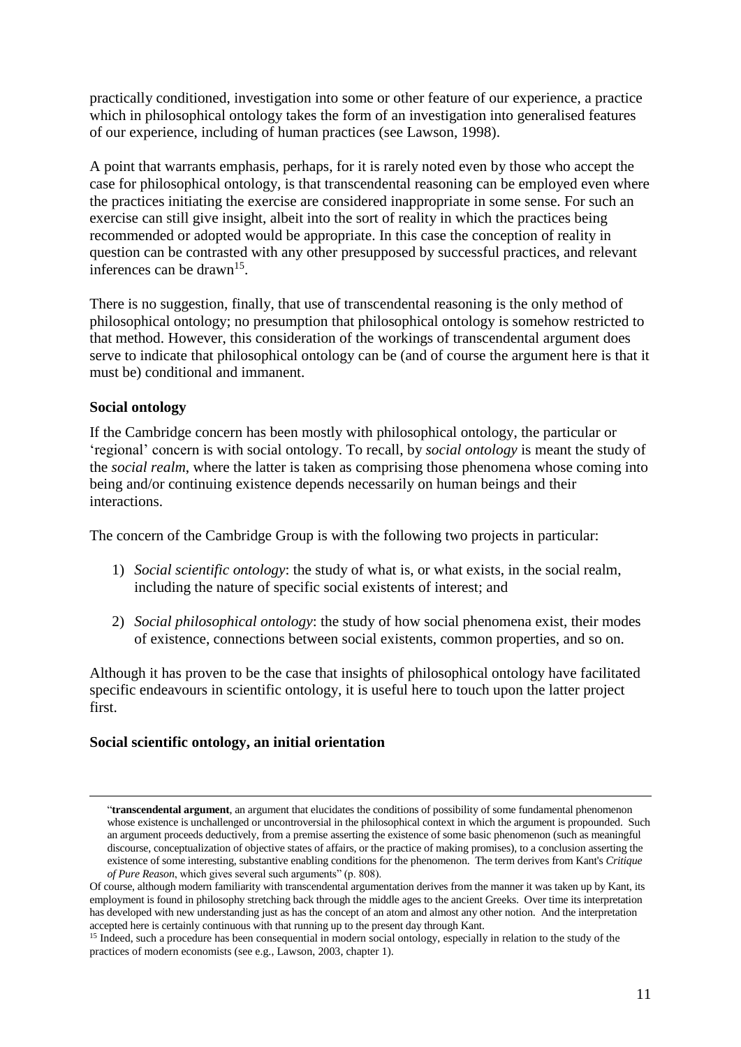practically conditioned, investigation into some or other feature of our experience, a practice which in philosophical ontology takes the form of an investigation into generalised features of our experience, including of human practices (see Lawson, 1998).

A point that warrants emphasis, perhaps, for it is rarely noted even by those who accept the case for philosophical ontology, is that transcendental reasoning can be employed even where the practices initiating the exercise are considered inappropriate in some sense. For such an exercise can still give insight, albeit into the sort of reality in which the practices being recommended or adopted would be appropriate. In this case the conception of reality in question can be contrasted with any other presupposed by successful practices, and relevant inferences can be drawn[15].

There is no suggestion, finally, that use of transcendental reasoning is the only method of philosophical ontology; no presumption that philosophical ontology is somehow restricted to that method. However, this consideration of the workings of transcendental argument does serve to indicate that philosophical ontology can be (and of course the argument here is that it must be) conditional and immanent.

### Social ontology

If the Cambridge concern has been mostly with philosophical ontology, the particular or 'regional' concern is with social ontology. To recall, by *social ontology* is meant the study of the *social realm*, where the latter is taken as comprising those phenomena whose coming into being and/or continuing existence depends necessarily on human beings and their interactions.

The concern of the Cambridge Group is with the following two projects in particular:

1) *Social scientific ontology*: the study of what is, or what exists, in the social realm, including the nature of specific social existents of interest; and

2) *Social philosophical ontology*: the study of how social phenomena exist, their modes of existence, connections between social existents, common properties, and so on.

Although it has proven to be the case that insights of philosophical ontology have facilitated specific endeavours in scientific ontology, it is useful here to touch upon the latter project first.

### Social scientific ontology, an initial orientation

---

"**transcendental argument**, an argument that elucidates the conditions of possibility of some fundamental phenomenon whose existence is unchallenged or uncontroversial in the philosophical context in which the argument is propounded. Such an argument proceeds deductively, from a premise asserting the existence of some basic phenomenon (such as meaningful discourse, conceptualization of objective states of affairs, or the practice of making promises), to a conclusion asserting the existence of some interesting, substantive enabling conditions for the phenomenon. The term derives from Kant's *Critique of Pure Reason*, which gives several such arguments" (p. 808).

Of course, although modern familiarity with transcendental argumentation derives from the manner it was taken up by Kant, its employment is found in philosophy stretching back through the middle ages to the ancient Greeks. Over time its interpretation has developed with new understanding just as has the concept of an atom and almost any other notion. And the interpretation accepted here is certainly continuous with that running up to the present day through Kant.

[15] Indeed, such a procedure has been consequential in modern social ontology, especially in relation to the study of the practices of modern economists (see e.g., Lawson, 2003, chapter 1).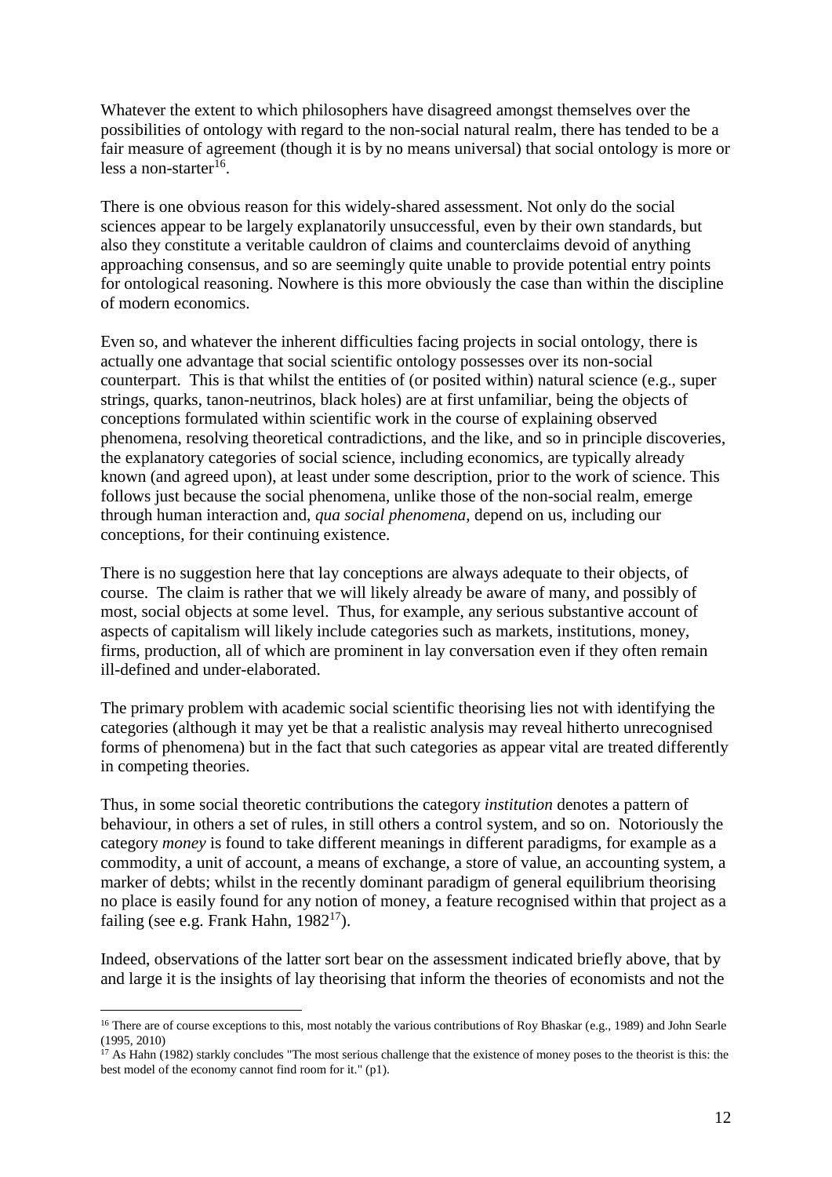Whatever the extent to which philosophers have disagreed amongst themselves over the possibilities of ontology with regard to the non-social natural realm, there has tended to be a fair measure of agreement (though it is by no means universal) that social ontology is more or less a non-starter[16].

There is one obvious reason for this widely-shared assessment. Not only do the social sciences appear to be largely explanatorily unsuccessful, even by their own standards, but also they constitute a veritable cauldron of claims and counterclaims devoid of anything approaching consensus, and so are seemingly quite unable to provide potential entry points for ontological reasoning. Nowhere is this more obviously the case than within the discipline of modern economics.

Even so, and whatever the inherent difficulties facing projects in social ontology, there is actually one advantage that social scientific ontology possesses over its non-social counterpart. This is that whilst the entities of (or posited within) natural science (e.g., super strings, quarks, tanon-neutrinos, black holes) are at first unfamiliar, being the objects of conceptions formulated within scientific work in the course of explaining observed phenomena, resolving theoretical contradictions, and the like, and so in principle discoveries, the explanatory categories of social science, including economics, are typically already known (and agreed upon), at least under some description, prior to the work of science. This follows just because the social phenomena, unlike those of the non-social realm, emerge through human interaction and, *qua social phenomena*, depend on us, including our conceptions, for their continuing existence.

There is no suggestion here that lay conceptions are always adequate to their objects, of course. The claim is rather that we will likely already be aware of many, and possibly of most, social objects at some level. Thus, for example, any serious substantive account of aspects of capitalism will likely include categories such as markets, institutions, money, firms, production, all of which are prominent in lay conversation even if they often remain ill-defined and under-elaborated.

The primary problem with academic social scientific theorising lies not with identifying the categories (although it may yet be that a realistic analysis may reveal hitherto unrecognised forms of phenomena) but in the fact that such categories as appear vital are treated differently in competing theories.

Thus, in some social theoretic contributions the category *institution* denotes a pattern of behaviour, in others a set of rules, in still others a control system, and so on. Notoriously the category *money* is found to take different meanings in different paradigms, for example as a commodity, a unit of account, a means of exchange, a store of value, an accounting system, a marker of debts; whilst in the recently dominant paradigm of general equilibrium theorising no place is easily found for any notion of money, a feature recognised within that project as a failing (see e.g. Frank Hahn, 1982[17]).

Indeed, observations of the latter sort bear on the assessment indicated briefly above, that by and large it is the insights of lay theorising that inform the theories of economists and not the

---

[16] There are of course exceptions to this, most notably the various contributions of Roy Bhaskar (e.g., 1989) and John Searle (1995, 2010)

[17] As Hahn (1982) starkly concludes "The most serious challenge that the existence of money poses to the theorist is this: the best model of the economy cannot find room for it." (p1).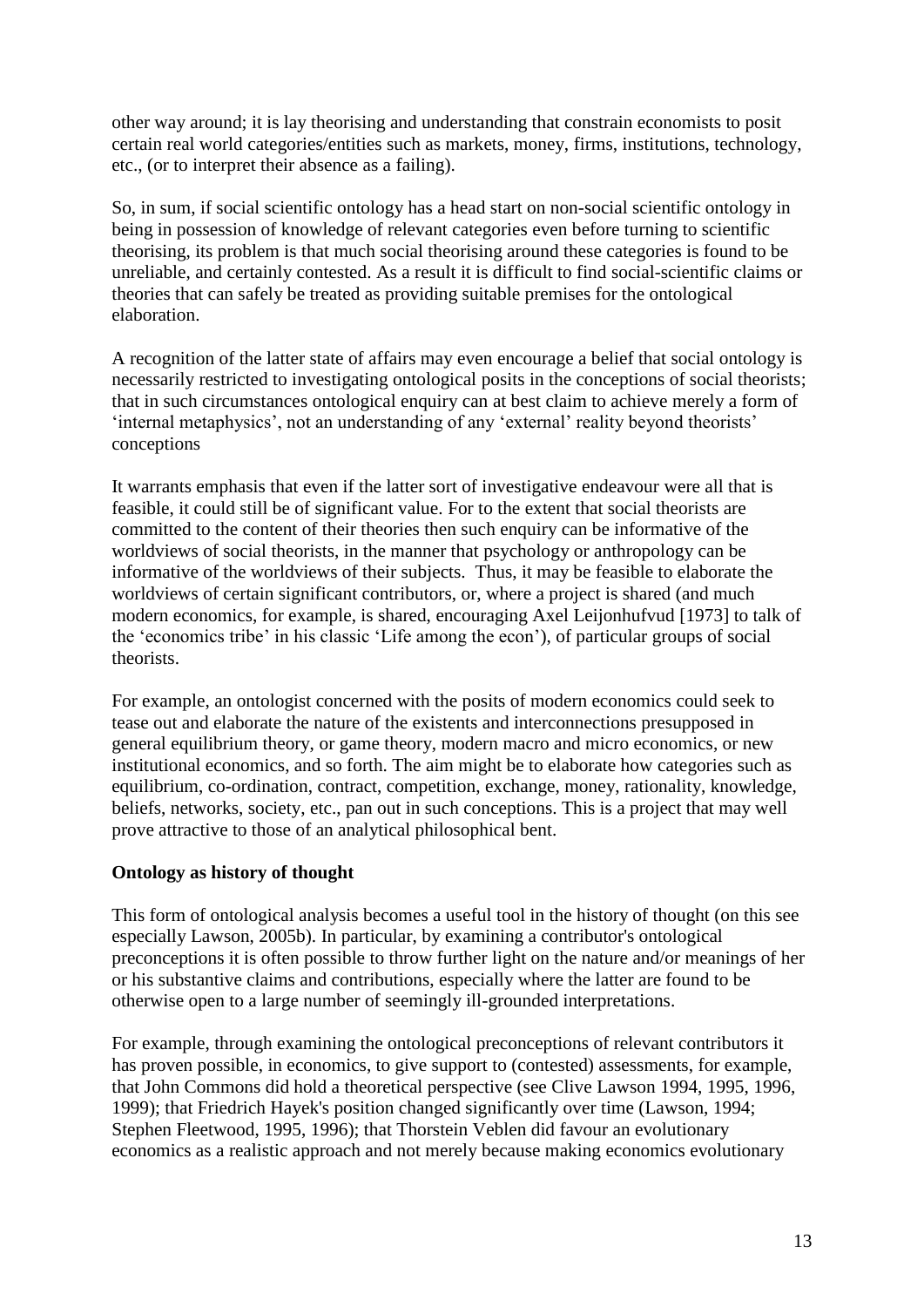other way around; it is lay theorising and understanding that constrain economists to posit certain real world categories/entities such as markets, money, firms, institutions, technology, etc., (or to interpret their absence as a failing).

So, in sum, if social scientific ontology has a head start on non-social scientific ontology in being in possession of knowledge of relevant categories even before turning to scientific theorising, its problem is that much social theorising around these categories is found to be unreliable, and certainly contested. As a result it is difficult to find social-scientific claims or theories that can safely be treated as providing suitable premises for the ontological elaboration.

A recognition of the latter state of affairs may even encourage a belief that social ontology is necessarily restricted to investigating ontological posits in the conceptions of social theorists; that in such circumstances ontological enquiry can at best claim to achieve merely a form of 'internal metaphysics', not an understanding of any 'external' reality beyond theorists' conceptions

It warrants emphasis that even if the latter sort of investigative endeavour were all that is feasible, it could still be of significant value. For to the extent that social theorists are committed to the content of their theories then such enquiry can be informative of the worldviews of social theorists, in the manner that psychology or anthropology can be informative of the worldviews of their subjects. Thus, it may be feasible to elaborate the worldviews of certain significant contributors, or, where a project is shared (and much modern economics, for example, is shared, encouraging Axel Leijonhufvud [1973] to talk of the 'economics tribe' in his classic 'Life among the econ'), of particular groups of social theorists.

For example, an ontologist concerned with the posits of modern economics could seek to tease out and elaborate the nature of the existents and interconnections presupposed in general equilibrium theory, or game theory, modern macro and micro economics, or new institutional economics, and so forth. The aim might be to elaborate how categories such as equilibrium, co-ordination, contract, competition, exchange, money, rationality, knowledge, beliefs, networks, society, etc., pan out in such conceptions. This is a project that may well prove attractive to those of an analytical philosophical bent.

**Ontology as history of thought**

This form of ontological analysis becomes a useful tool in the history of thought (on this see especially Lawson, 2005b). In particular, by examining a contributor's ontological preconceptions it is often possible to throw further light on the nature and/or meanings of her or his substantive claims and contributions, especially where the latter are found to be otherwise open to a large number of seemingly ill-grounded interpretations.

For example, through examining the ontological preconceptions of relevant contributors it has proven possible, in economics, to give support to (contested) assessments, for example, that John Commons did hold a theoretical perspective (see Clive Lawson 1994, 1995, 1996, 1999); that Friedrich Hayek's position changed significantly over time (Lawson, 1994; Stephen Fleetwood, 1995, 1996); that Thorstein Veblen did favour an evolutionary economics as a realistic approach and not merely because making economics evolutionary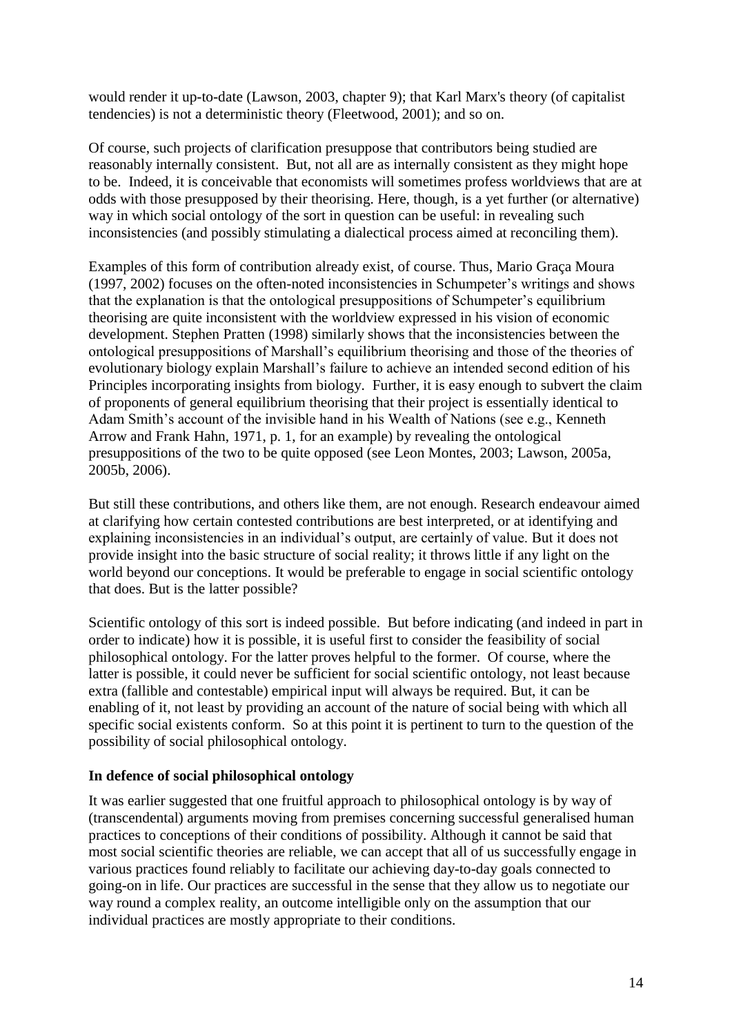would render it up-to-date (Lawson, 2003, chapter 9); that Karl Marx's theory (of capitalist tendencies) is not a deterministic theory (Fleetwood, 2001); and so on.

Of course, such projects of clarification presuppose that contributors being studied are reasonably internally consistent. But, not all are as internally consistent as they might hope to be. Indeed, it is conceivable that economists will sometimes profess worldviews that are at odds with those presupposed by their theorising. Here, though, is a yet further (or alternative) way in which social ontology of the sort in question can be useful: in revealing such inconsistencies (and possibly stimulating a dialectical process aimed at reconciling them).

Examples of this form of contribution already exist, of course. Thus, Mario Graça Moura (1997, 2002) focuses on the often-noted inconsistencies in Schumpeter's writings and shows that the explanation is that the ontological presuppositions of Schumpeter's equilibrium theorising are quite inconsistent with the worldview expressed in his vision of economic development. Stephen Pratten (1998) similarly shows that the inconsistencies between the ontological presuppositions of Marshall's equilibrium theorising and those of the theories of evolutionary biology explain Marshall's failure to achieve an intended second edition of his Principles incorporating insights from biology. Further, it is easy enough to subvert the claim of proponents of general equilibrium theorising that their project is essentially identical to Adam Smith's account of the invisible hand in his Wealth of Nations (see e.g., Kenneth Arrow and Frank Hahn, 1971, p. 1, for an example) by revealing the ontological presuppositions of the two to be quite opposed (see Leon Montes, 2003; Lawson, 2005a, 2005b, 2006).

But still these contributions, and others like them, are not enough. Research endeavour aimed at clarifying how certain contested contributions are best interpreted, or at identifying and explaining inconsistencies in an individual's output, are certainly of value. But it does not provide insight into the basic structure of social reality; it throws little if any light on the world beyond our conceptions. It would be preferable to engage in social scientific ontology that does. But is the latter possible?

Scientific ontology of this sort is indeed possible. But before indicating (and indeed in part in order to indicate) how it is possible, it is useful first to consider the feasibility of social philosophical ontology. For the latter proves helpful to the former. Of course, where the latter is possible, it could never be sufficient for social scientific ontology, not least because extra (fallible and contestable) empirical input will always be required. But, it can be enabling of it, not least by providing an account of the nature of social being with which all specific social existents conform. So at this point it is pertinent to turn to the question of the possibility of social philosophical ontology.

**In defence of social philosophical ontology**

It was earlier suggested that one fruitful approach to philosophical ontology is by way of (transcendental) arguments moving from premises concerning successful generalised human practices to conceptions of their conditions of possibility. Although it cannot be said that most social scientific theories are reliable, we can accept that all of us successfully engage in various practices found reliably to facilitate our achieving day-to-day goals connected to going-on in life. Our practices are successful in the sense that they allow us to negotiate our way round a complex reality, an outcome intelligible only on the assumption that our individual practices are mostly appropriate to their conditions.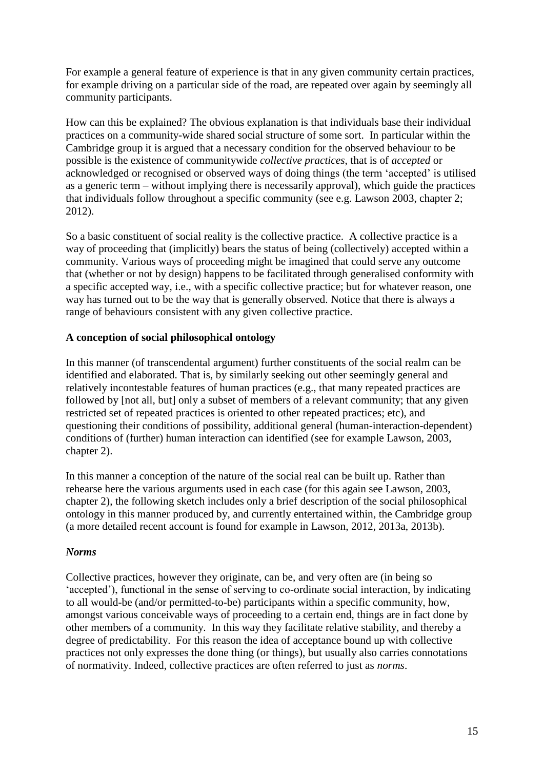For example a general feature of experience is that in any given community certain practices, for example driving on a particular side of the road, are repeated over again by seemingly all community participants.

How can this be explained? The obvious explanation is that individuals base their individual practices on a community-wide shared social structure of some sort. In particular within the Cambridge group it is argued that a necessary condition for the observed behaviour to be possible is the existence of communitywide *collective practices*, that is of *accepted* or acknowledged or recognised or observed ways of doing things (the term 'accepted' is utilised as a generic term – without implying there is necessarily approval), which guide the practices that individuals follow throughout a specific community (see e.g. Lawson 2003, chapter 2; 2012).

So a basic constituent of social reality is the collective practice. A collective practice is a way of proceeding that (implicitly) bears the status of being (collectively) accepted within a community. Various ways of proceeding might be imagined that could serve any outcome that (whether or not by design) happens to be facilitated through generalised conformity with a specific accepted way, i.e., with a specific collective practice; but for whatever reason, one way has turned out to be the way that is generally observed. Notice that there is always a range of behaviours consistent with any given collective practice.

### A conception of social philosophical ontology

In this manner (of transcendental argument) further constituents of the social realm can be identified and elaborated. That is, by similarly seeking out other seemingly general and relatively incontestable features of human practices (e.g., that many repeated practices are followed by [not all, but] only a subset of members of a relevant community; that any given restricted set of repeated practices is oriented to other repeated practices; etc), and questioning their conditions of possibility, additional general (human-interaction-dependent) conditions of (further) human interaction can identified (see for example Lawson, 2003, chapter 2).

In this manner a conception of the nature of the social real can be built up. Rather than rehearse here the various arguments used in each case (for this again see Lawson, 2003, chapter 2), the following sketch includes only a brief description of the social philosophical ontology in this manner produced by, and currently entertained within, the Cambridge group (a more detailed recent account is found for example in Lawson, 2012, 2013a, 2013b).

#### *Norms*

Collective practices, however they originate, can be, and very often are (in being so 'accepted'), functional in the sense of serving to co-ordinate social interaction, by indicating to all would-be (and/or permitted-to-be) participants within a specific community, how, amongst various conceivable ways of proceeding to a certain end, things are in fact done by other members of a community. In this way they facilitate relative stability, and thereby a degree of predictability. For this reason the idea of acceptance bound up with collective practices not only expresses the done thing (or things), but usually also carries connotations of normativity. Indeed, collective practices are often referred to just as *norms*.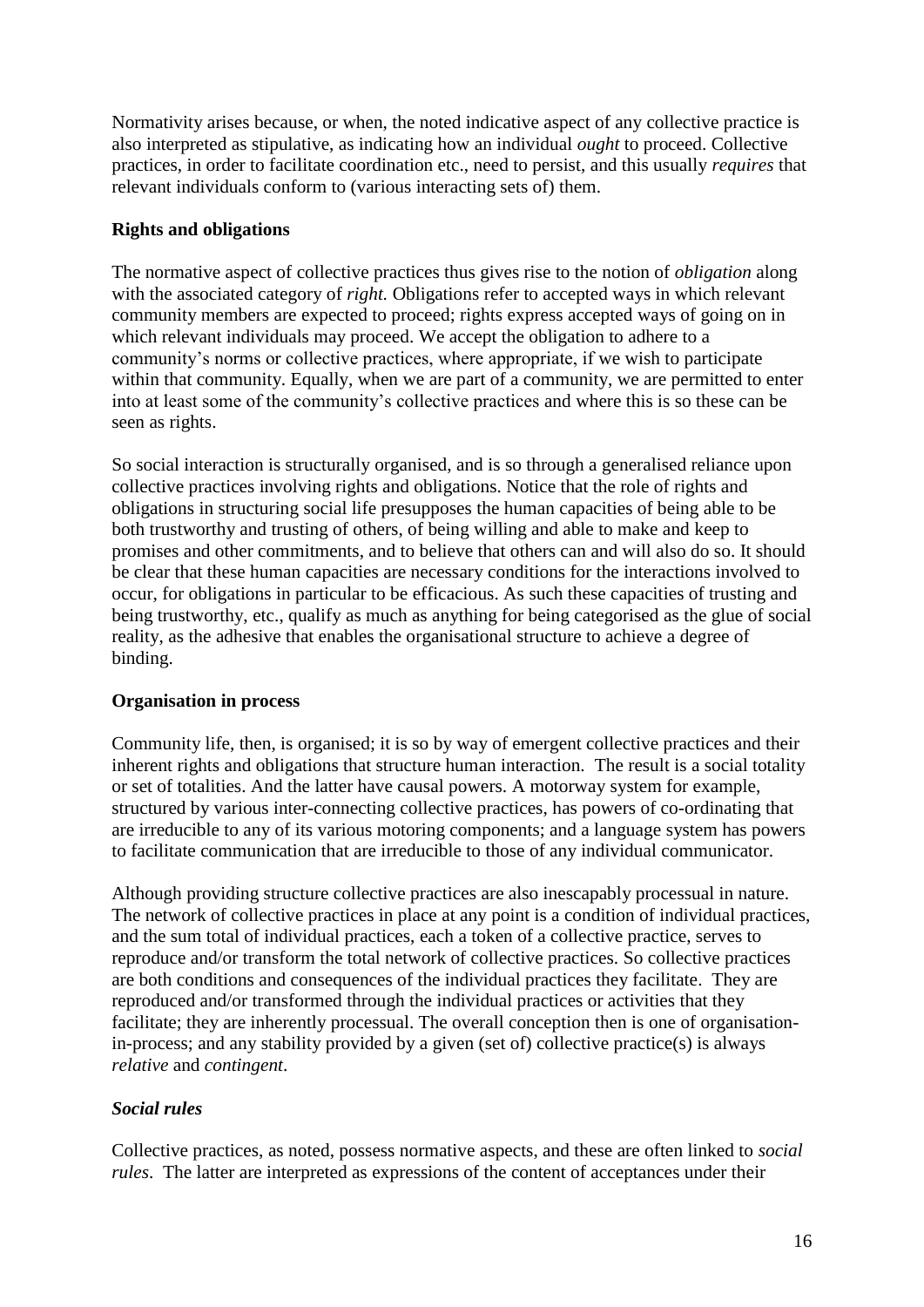Normativity arises because, or when, the noted indicative aspect of any collective practice is also interpreted as stipulative, as indicating how an individual *ought* to proceed. Collective practices, in order to facilitate coordination etc., need to persist, and this usually *requires* that relevant individuals conform to (various interacting sets of) them.

**Rights and obligations**

The normative aspect of collective practices thus gives rise to the notion of *obligation* along with the associated category of *right.* Obligations refer to accepted ways in which relevant community members are expected to proceed; rights express accepted ways of going on in which relevant individuals may proceed. We accept the obligation to adhere to a community's norms or collective practices, where appropriate, if we wish to participate within that community. Equally, when we are part of a community, we are permitted to enter into at least some of the community's collective practices and where this is so these can be seen as rights.

So social interaction is structurally organised, and is so through a generalised reliance upon collective practices involving rights and obligations. Notice that the role of rights and obligations in structuring social life presupposes the human capacities of being able to be both trustworthy and trusting of others, of being willing and able to make and keep to promises and other commitments, and to believe that others can and will also do so. It should be clear that these human capacities are necessary conditions for the interactions involved to occur, for obligations in particular to be efficacious. As such these capacities of trusting and being trustworthy, etc., qualify as much as anything for being categorised as the glue of social reality, as the adhesive that enables the organisational structure to achieve a degree of binding.

**Organisation in process**

Community life, then, is organised; it is so by way of emergent collective practices and their inherent rights and obligations that structure human interaction. The result is a social totality or set of totalities. And the latter have causal powers. A motorway system for example, structured by various inter-connecting collective practices, has powers of co-ordinating that are irreducible to any of its various motoring components; and a language system has powers to facilitate communication that are irreducible to those of any individual communicator.

Although providing structure collective practices are also inescapably processual in nature. The network of collective practices in place at any point is a condition of individual practices, and the sum total of individual practices, each a token of a collective practice, serves to reproduce and/or transform the total network of collective practices. So collective practices are both conditions and consequences of the individual practices they facilitate. They are reproduced and/or transformed through the individual practices or activities that they facilitate; they are inherently processual. The overall conception then is one of organisation-in-process; and any stability provided by a given (set of) collective practice(s) is always *relative* and *contingent*.

***Social rules***

Collective practices, as noted, possess normative aspects, and these are often linked to *social rules*. The latter are interpreted as expressions of the content of acceptances under their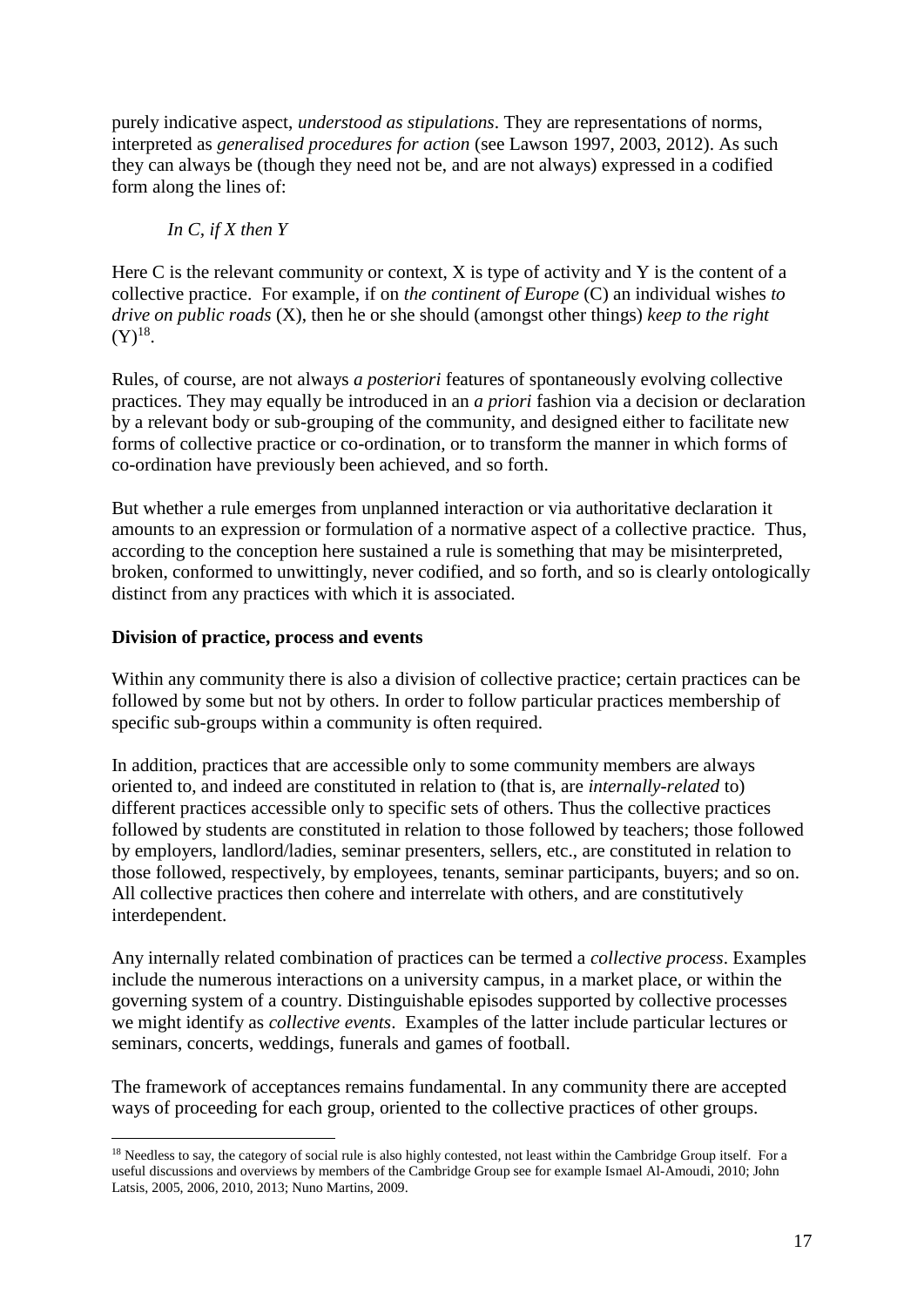purely indicative aspect, *understood as stipulations*. They are representations of norms, interpreted as *generalised procedures for action* (see Lawson 1997, 2003, 2012). As such they can always be (though they need not be, and are not always) expressed in a codified form along the lines of:

> *In C, if X then Y*

Here C is the relevant community or context, X is type of activity and Y is the content of a collective practice. For example, if on *the continent of Europe* (C) an individual wishes *to drive on public roads* (X), then he or she should (amongst other things) *keep to the right* (Y)[18].

Rules, of course, are not always *a posteriori* features of spontaneously evolving collective practices. They may equally be introduced in an *a priori* fashion via a decision or declaration by a relevant body or sub-grouping of the community, and designed either to facilitate new forms of collective practice or co-ordination, or to transform the manner in which forms of co-ordination have previously been achieved, and so forth.

But whether a rule emerges from unplanned interaction or via authoritative declaration it amounts to an expression or formulation of a normative aspect of a collective practice. Thus, according to the conception here sustained a rule is something that may be misinterpreted, broken, conformed to unwittingly, never codified, and so forth, and so is clearly ontologically distinct from any practices with which it is associated.

**Division of practice, process and events**

Within any community there is also a division of collective practice; certain practices can be followed by some but not by others. In order to follow particular practices membership of specific sub-groups within a community is often required.

In addition, practices that are accessible only to some community members are always oriented to, and indeed are constituted in relation to (that is, are *internally-related* to) different practices accessible only to specific sets of others. Thus the collective practices followed by students are constituted in relation to those followed by teachers; those followed by employers, landlord/ladies, seminar presenters, sellers, etc., are constituted in relation to those followed, respectively, by employees, tenants, seminar participants, buyers; and so on. All collective practices then cohere and interrelate with others, and are constitutively interdependent.

Any internally related combination of practices can be termed a *collective process*. Examples include the numerous interactions on a university campus, in a market place, or within the governing system of a country. Distinguishable episodes supported by collective processes we might identify as *collective events*. Examples of the latter include particular lectures or seminars, concerts, weddings, funerals and games of football.

The framework of acceptances remains fundamental. In any community there are accepted ways of proceeding for each group, oriented to the collective practices of other groups.

[18] Needless to say, the category of social rule is also highly contested, not least within the Cambridge Group itself. For a useful discussions and overviews by members of the Cambridge Group see for example Ismael Al-Amoudi, 2010; John Latsis, 2005, 2006, 2010, 2013; Nuno Martins, 2009.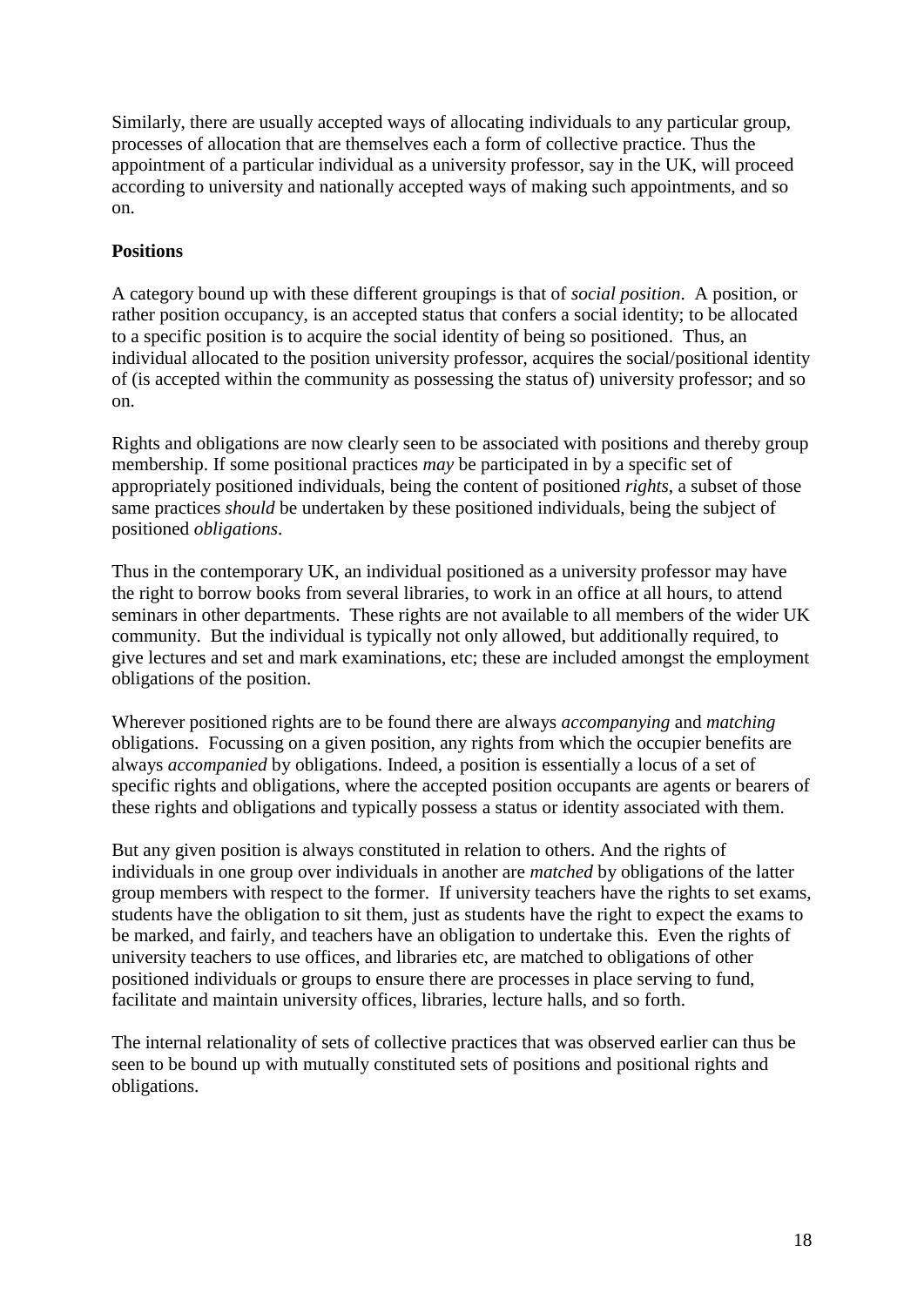Similarly, there are usually accepted ways of allocating individuals to any particular group, processes of allocation that are themselves each a form of collective practice. Thus the appointment of a particular individual as a university professor, say in the UK, will proceed according to university and nationally accepted ways of making such appointments, and so on.

**Positions**

A category bound up with these different groupings is that of *social position*. A position, or rather position occupancy, is an accepted status that confers a social identity; to be allocated to a specific position is to acquire the social identity of being so positioned. Thus, an individual allocated to the position university professor, acquires the social/positional identity of (is accepted within the community as possessing the status of) university professor; and so on.

Rights and obligations are now clearly seen to be associated with positions and thereby group membership. If some positional practices *may* be participated in by a specific set of appropriately positioned individuals, being the content of positioned *rights*, a subset of those same practices *should* be undertaken by these positioned individuals, being the subject of positioned *obligations*.

Thus in the contemporary UK, an individual positioned as a university professor may have the right to borrow books from several libraries, to work in an office at all hours, to attend seminars in other departments. These rights are not available to all members of the wider UK community. But the individual is typically not only allowed, but additionally required, to give lectures and set and mark examinations, etc; these are included amongst the employment obligations of the position.

Wherever positioned rights are to be found there are always *accompanying* and *matching* obligations. Focussing on a given position, any rights from which the occupier benefits are always *accompanied* by obligations. Indeed, a position is essentially a locus of a set of specific rights and obligations, where the accepted position occupants are agents or bearers of these rights and obligations and typically possess a status or identity associated with them.

But any given position is always constituted in relation to others. And the rights of individuals in one group over individuals in another are *matched* by obligations of the latter group members with respect to the former. If university teachers have the rights to set exams, students have the obligation to sit them, just as students have the right to expect the exams to be marked, and fairly, and teachers have an obligation to undertake this. Even the rights of university teachers to use offices, and libraries etc, are matched to obligations of other positioned individuals or groups to ensure there are processes in place serving to fund, facilitate and maintain university offices, libraries, lecture halls, and so forth.

The internal relationality of sets of collective practices that was observed earlier can thus be seen to be bound up with mutually constituted sets of positions and positional rights and obligations.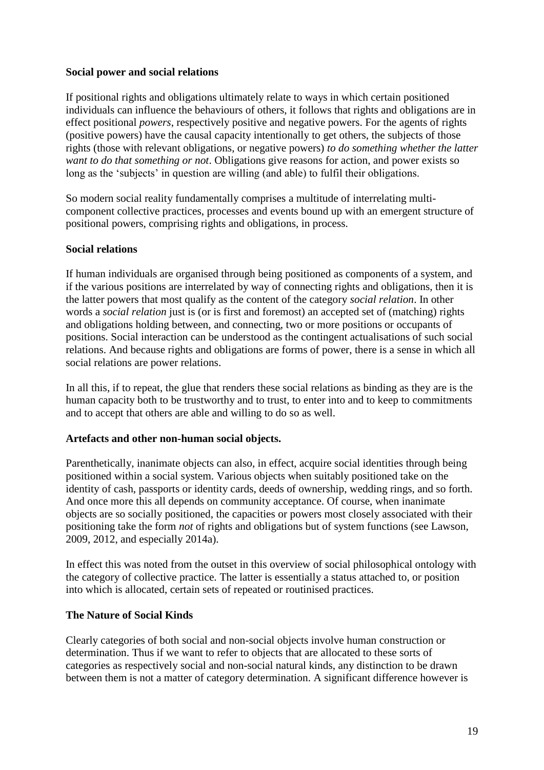### Social power and social relations

If positional rights and obligations ultimately relate to ways in which certain positioned individuals can influence the behaviours of others, it follows that rights and obligations are in effect positional *powers*, respectively positive and negative powers. For the agents of rights (positive powers) have the causal capacity intentionally to get others, the subjects of those rights (those with relevant obligations, or negative powers) *to do something whether the latter want to do that something or not*. Obligations give reasons for action, and power exists so long as the 'subjects' in question are willing (and able) to fulfil their obligations.

So modern social reality fundamentally comprises a multitude of interrelating multi-component collective practices, processes and events bound up with an emergent structure of positional powers, comprising rights and obligations, in process.

### Social relations

If human individuals are organised through being positioned as components of a system, and if the various positions are interrelated by way of connecting rights and obligations, then it is the latter powers that most qualify as the content of the category *social relation*. In other words a *social relation* just is (or is first and foremost) an accepted set of (matching) rights and obligations holding between, and connecting, two or more positions or occupants of positions. Social interaction can be understood as the contingent actualisations of such social relations. And because rights and obligations are forms of power, there is a sense in which all social relations are power relations.

In all this, if to repeat, the glue that renders these social relations as binding as they are is the human capacity both to be trustworthy and to trust, to enter into and to keep to commitments and to accept that others are able and willing to do so as well.

### Artefacts and other non-human social objects.

Parenthetically, inanimate objects can also, in effect, acquire social identities through being positioned within a social system. Various objects when suitably positioned take on the identity of cash, passports or identity cards, deeds of ownership, wedding rings, and so forth. And once more this all depends on community acceptance. Of course, when inanimate objects are so socially positioned, the capacities or powers most closely associated with their positioning take the form *not* of rights and obligations but of system functions (see Lawson, 2009, 2012, and especially 2014a).

In effect this was noted from the outset in this overview of social philosophical ontology with the category of collective practice. The latter is essentially a status attached to, or position into which is allocated, certain sets of repeated or routinised practices.

### The Nature of Social Kinds

Clearly categories of both social and non-social objects involve human construction or determination. Thus if we want to refer to objects that are allocated to these sorts of categories as respectively social and non-social natural kinds, any distinction to be drawn between them is not a matter of category determination. A significant difference however is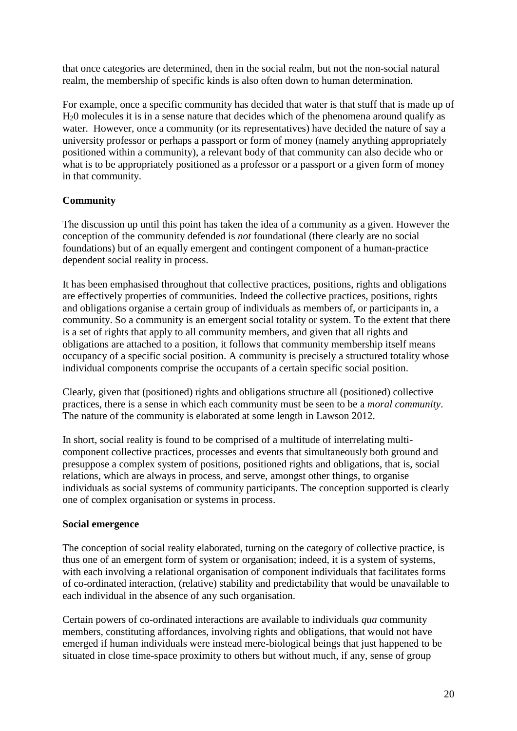that once categories are determined, then in the social realm, but not the non-social natural realm, the membership of specific kinds is also often down to human determination.

For example, once a specific community has decided that water is that stuff that is made up of $H_20$ molecules it is in a sense nature that decides which of the phenomena around qualify as water. However, once a community (or its representatives) have decided the nature of say a university professor or perhaps a passport or form of money (namely anything appropriately positioned within a community), a relevant body of that community can also decide who or what is to be appropriately positioned as a professor or a passport or a given form of money in that community.

**Community**

The discussion up until this point has taken the idea of a community as a given. However the conception of the community defended is *not* foundational (there clearly are no social foundations) but of an equally emergent and contingent component of a human-practice dependent social reality in process.

It has been emphasised throughout that collective practices, positions, rights and obligations are effectively properties of communities. Indeed the collective practices, positions, rights and obligations organise a certain group of individuals as members of, or participants in, a community. So a community is an emergent social totality or system. To the extent that there is a set of rights that apply to all community members, and given that all rights and obligations are attached to a position, it follows that community membership itself means occupancy of a specific social position. A community is precisely a structured totality whose individual components comprise the occupants of a certain specific social position.

Clearly, given that (positioned) rights and obligations structure all (positioned) collective practices, there is a sense in which each community must be seen to be a *moral community*. The nature of the community is elaborated at some length in Lawson 2012.

In short, social reality is found to be comprised of a multitude of interrelating multi-component collective practices, processes and events that simultaneously both ground and presuppose a complex system of positions, positioned rights and obligations, that is, social relations, which are always in process, and serve, amongst other things, to organise individuals as social systems of community participants. The conception supported is clearly one of complex organisation or systems in process.

**Social emergence**

The conception of social reality elaborated, turning on the category of collective practice, is thus one of an emergent form of system or organisation; indeed, it is a system of systems, with each involving a relational organisation of component individuals that facilitates forms of co-ordinated interaction, (relative) stability and predictability that would be unavailable to each individual in the absence of any such organisation.

Certain powers of co-ordinated interactions are available to individuals *qua* community members, constituting affordances, involving rights and obligations, that would not have emerged if human individuals were instead mere-biological beings that just happened to be situated in close time-space proximity to others but without much, if any, sense of group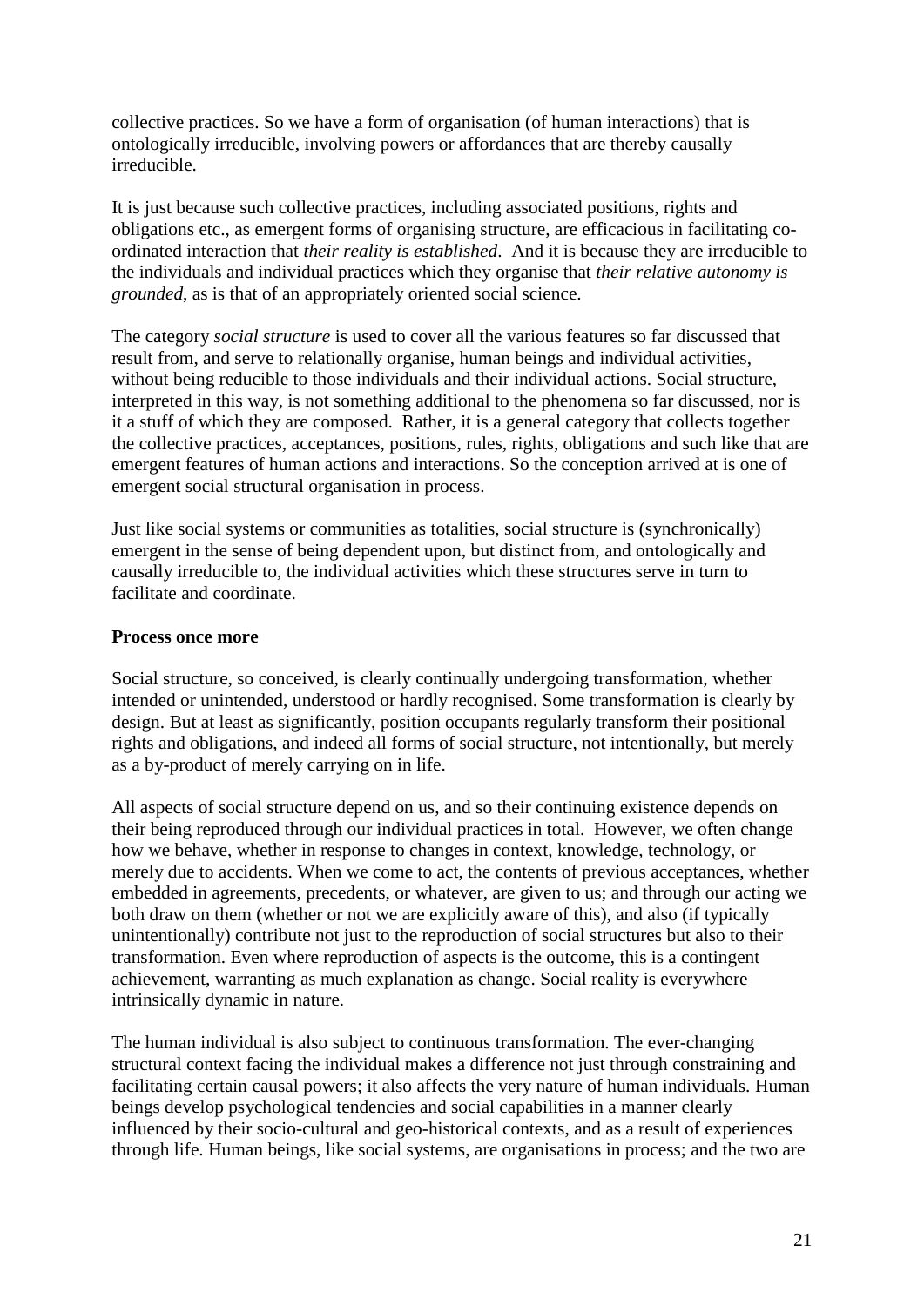collective practices. So we have a form of organisation (of human interactions) that is ontologically irreducible, involving powers or affordances that are thereby causally irreducible.

It is just because such collective practices, including associated positions, rights and obligations etc., as emergent forms of organising structure, are efficacious in facilitating co-ordinated interaction that *their reality is established*. And it is because they are irreducible to the individuals and individual practices which they organise that *their relative autonomy is grounded*, as is that of an appropriately oriented social science.

The category *social structure* is used to cover all the various features so far discussed that result from, and serve to relationally organise, human beings and individual activities, without being reducible to those individuals and their individual actions. Social structure, interpreted in this way, is not something additional to the phenomena so far discussed, nor is it a stuff of which they are composed. Rather, it is a general category that collects together the collective practices, acceptances, positions, rules, rights, obligations and such like that are emergent features of human actions and interactions. So the conception arrived at is one of emergent social structural organisation in process.

Just like social systems or communities as totalities, social structure is (synchronically) emergent in the sense of being dependent upon, but distinct from, and ontologically and causally irreducible to, the individual activities which these structures serve in turn to facilitate and coordinate.

**Process once more**

Social structure, so conceived, is clearly continually undergoing transformation, whether intended or unintended, understood or hardly recognised. Some transformation is clearly by design. But at least as significantly, position occupants regularly transform their positional rights and obligations, and indeed all forms of social structure, not intentionally, but merely as a by-product of merely carrying on in life.

All aspects of social structure depend on us, and so their continuing existence depends on their being reproduced through our individual practices in total. However, we often change how we behave, whether in response to changes in context, knowledge, technology, or merely due to accidents. When we come to act, the contents of previous acceptances, whether embedded in agreements, precedents, or whatever, are given to us; and through our acting we both draw on them (whether or not we are explicitly aware of this), and also (if typically unintentionally) contribute not just to the reproduction of social structures but also to their transformation. Even where reproduction of aspects is the outcome, this is a contingent achievement, warranting as much explanation as change. Social reality is everywhere intrinsically dynamic in nature.

The human individual is also subject to continuous transformation. The ever-changing structural context facing the individual makes a difference not just through constraining and facilitating certain causal powers; it also affects the very nature of human individuals. Human beings develop psychological tendencies and social capabilities in a manner clearly influenced by their socio-cultural and geo-historical contexts, and as a result of experiences through life. Human beings, like social systems, are organisations in process; and the two are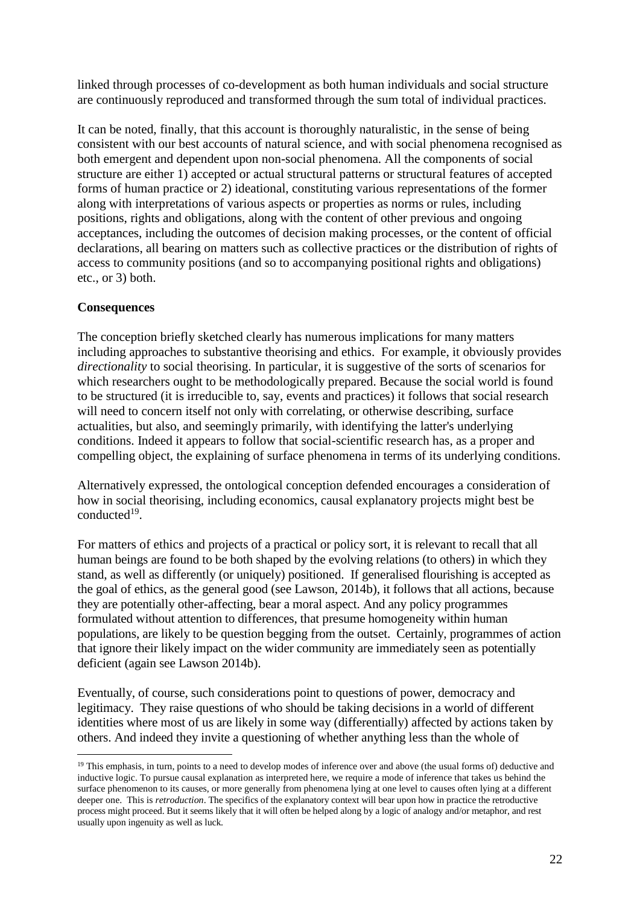linked through processes of co-development as both human individuals and social structure are continuously reproduced and transformed through the sum total of individual practices.

It can be noted, finally, that this account is thoroughly naturalistic, in the sense of being consistent with our best accounts of natural science, and with social phenomena recognised as both emergent and dependent upon non-social phenomena. All the components of social structure are either 1) accepted or actual structural patterns or structural features of accepted forms of human practice or 2) ideational, constituting various representations of the former along with interpretations of various aspects or properties as norms or rules, including positions, rights and obligations, along with the content of other previous and ongoing acceptances, including the outcomes of decision making processes, or the content of official declarations, all bearing on matters such as collective practices or the distribution of rights of access to community positions (and so to accompanying positional rights and obligations) etc., or 3) both.

**Consequences**

The conception briefly sketched clearly has numerous implications for many matters including approaches to substantive theorising and ethics. For example, it obviously provides *directionality* to social theorising. In particular, it is suggestive of the sorts of scenarios for which researchers ought to be methodologically prepared. Because the social world is found to be structured (it is irreducible to, say, events and practices) it follows that social research will need to concern itself not only with correlating, or otherwise describing, surface actualities, but also, and seemingly primarily, with identifying the latter's underlying conditions. Indeed it appears to follow that social-scientific research has, as a proper and compelling object, the explaining of surface phenomena in terms of its underlying conditions.

Alternatively expressed, the ontological conception defended encourages a consideration of how in social theorising, including economics, causal explanatory projects might best be conducted[19].

For matters of ethics and projects of a practical or policy sort, it is relevant to recall that all human beings are found to be both shaped by the evolving relations (to others) in which they stand, as well as differently (or uniquely) positioned. If generalised flourishing is accepted as the goal of ethics, as the general good (see Lawson, 2014b), it follows that all actions, because they are potentially other-affecting, bear a moral aspect. And any policy programmes formulated without attention to differences, that presume homogeneity within human populations, are likely to be question begging from the outset. Certainly, programmes of action that ignore their likely impact on the wider community are immediately seen as potentially deficient (again see Lawson 2014b).

Eventually, of course, such considerations point to questions of power, democracy and legitimacy. They raise questions of who should be taking decisions in a world of different identities where most of us are likely in some way (differentially) affected by actions taken by others. And indeed they invite a questioning of whether anything less than the whole of

---

[19] This emphasis, in turn, points to a need to develop modes of inference over and above (the usual forms of) deductive and inductive logic. To pursue causal explanation as interpreted here, we require a mode of inference that takes us behind the surface phenomenon to its causes, or more generally from phenomena lying at one level to causes often lying at a different deeper one. This is *retroduction*. The specifics of the explanatory context will bear upon how in practice the retroductive process might proceed. But it seems likely that it will often be helped along by a logic of analogy and/or metaphor, and rest usually upon ingenuity as well as luck.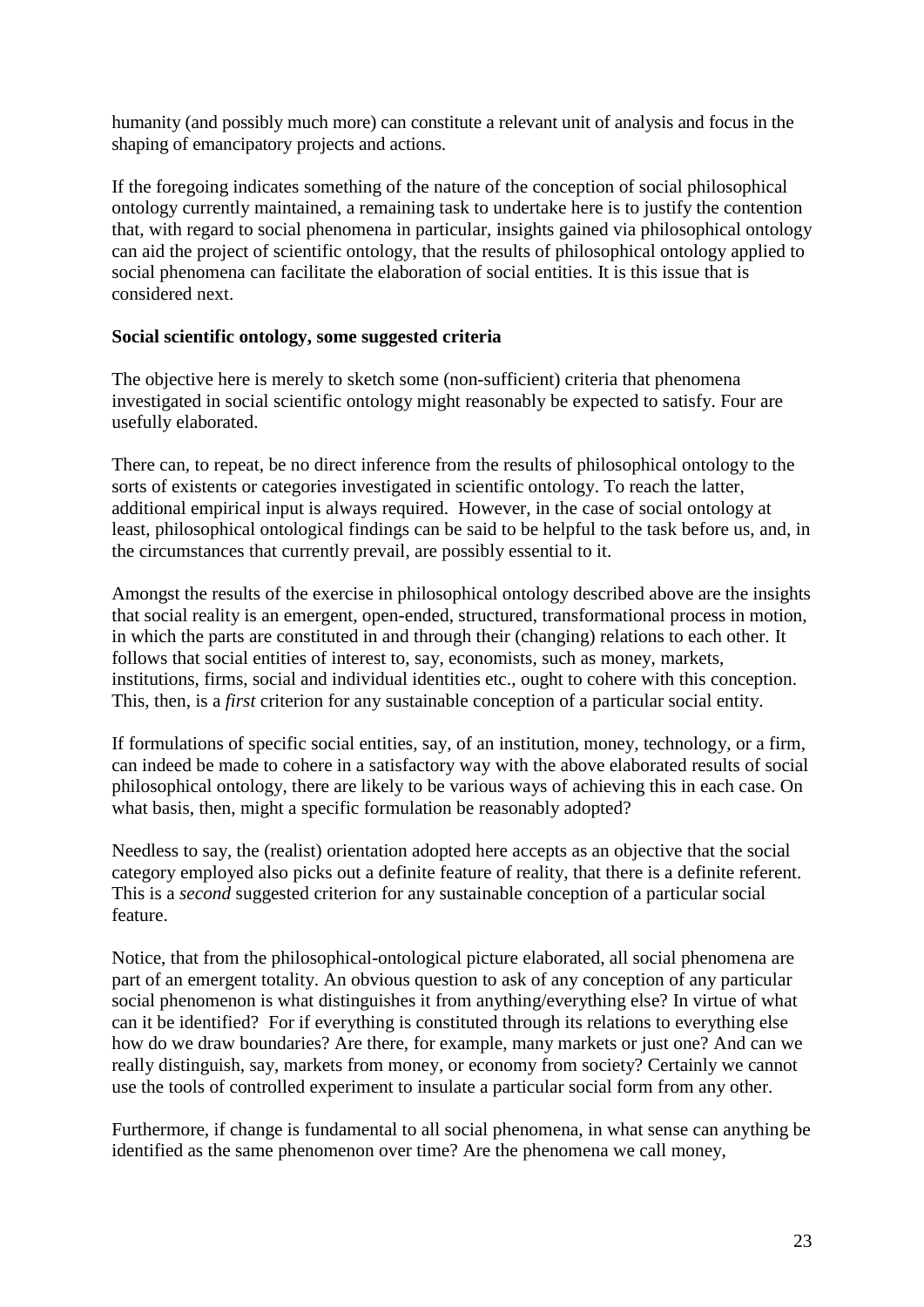humanity (and possibly much more) can constitute a relevant unit of analysis and focus in the shaping of emancipatory projects and actions.

If the foregoing indicates something of the nature of the conception of social philosophical ontology currently maintained, a remaining task to undertake here is to justify the contention that, with regard to social phenomena in particular, insights gained via philosophical ontology can aid the project of scientific ontology, that the results of philosophical ontology applied to social phenomena can facilitate the elaboration of social entities. It is this issue that is considered next.

**Social scientific ontology, some suggested criteria**

The objective here is merely to sketch some (non-sufficient) criteria that phenomena investigated in social scientific ontology might reasonably be expected to satisfy. Four are usefully elaborated.

There can, to repeat, be no direct inference from the results of philosophical ontology to the sorts of existents or categories investigated in scientific ontology. To reach the latter, additional empirical input is always required. However, in the case of social ontology at least, philosophical ontological findings can be said to be helpful to the task before us, and, in the circumstances that currently prevail, are possibly essential to it.

Amongst the results of the exercise in philosophical ontology described above are the insights that social reality is an emergent, open-ended, structured, transformational process in motion, in which the parts are constituted in and through their (changing) relations to each other. It follows that social entities of interest to, say, economists, such as money, markets, institutions, firms, social and individual identities etc., ought to cohere with this conception. This, then, is a *first* criterion for any sustainable conception of a particular social entity.

If formulations of specific social entities, say, of an institution, money, technology, or a firm, can indeed be made to cohere in a satisfactory way with the above elaborated results of social philosophical ontology, there are likely to be various ways of achieving this in each case. On what basis, then, might a specific formulation be reasonably adopted?

Needless to say, the (realist) orientation adopted here accepts as an objective that the social category employed also picks out a definite feature of reality, that there is a definite referent. This is a *second* suggested criterion for any sustainable conception of a particular social feature.

Notice, that from the philosophical-ontological picture elaborated, all social phenomena are part of an emergent totality. An obvious question to ask of any conception of any particular social phenomenon is what distinguishes it from anything/everything else? In virtue of what can it be identified? For if everything is constituted through its relations to everything else how do we draw boundaries? Are there, for example, many markets or just one? And can we really distinguish, say, markets from money, or economy from society? Certainly we cannot use the tools of controlled experiment to insulate a particular social form from any other.

Furthermore, if change is fundamental to all social phenomena, in what sense can anything be identified as the same phenomenon over time? Are the phenomena we call money,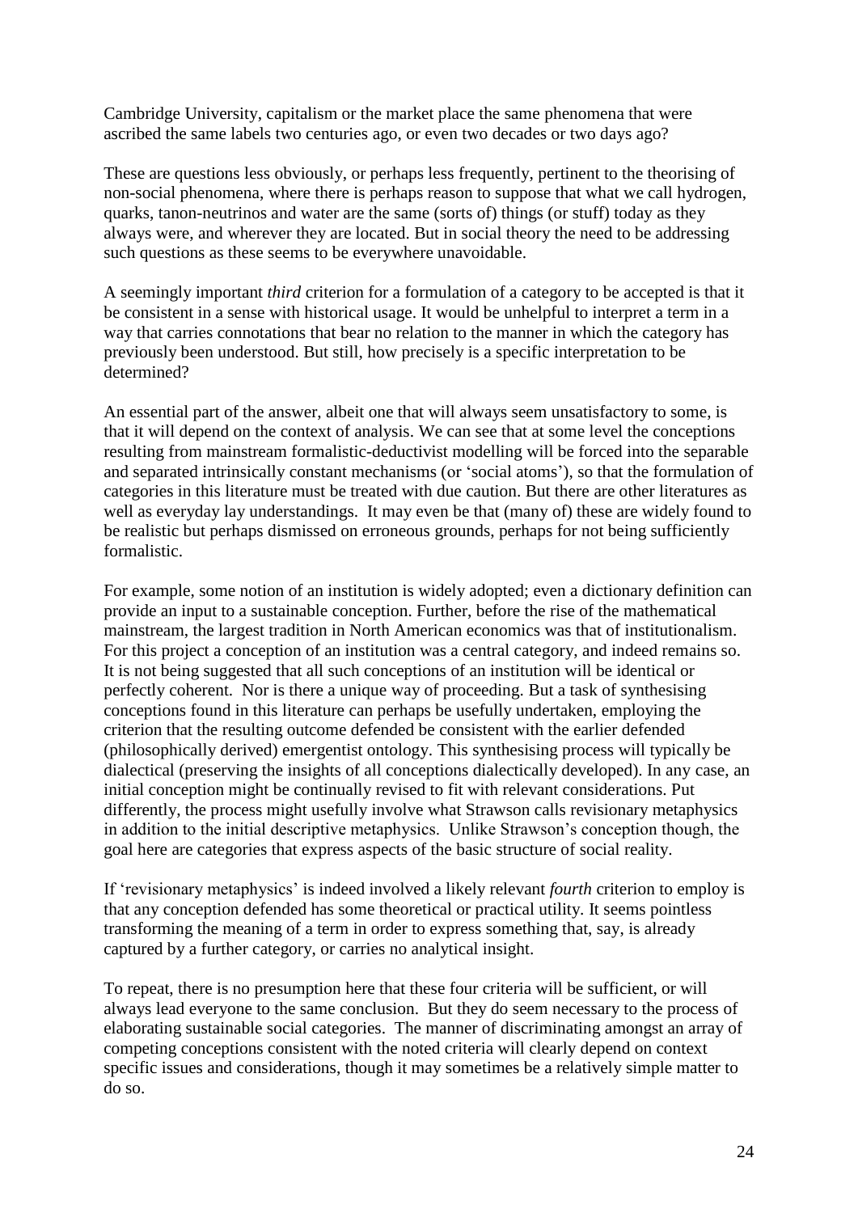Cambridge University, capitalism or the market place the same phenomena that were ascribed the same labels two centuries ago, or even two decades or two days ago?

These are questions less obviously, or perhaps less frequently, pertinent to the theorising of non-social phenomena, where there is perhaps reason to suppose that what we call hydrogen, quarks, tanon-neutrinos and water are the same (sorts of) things (or stuff) today as they always were, and wherever they are located. But in social theory the need to be addressing such questions as these seems to be everywhere unavoidable.

A seemingly important *third* criterion for a formulation of a category to be accepted is that it be consistent in a sense with historical usage. It would be unhelpful to interpret a term in a way that carries connotations that bear no relation to the manner in which the category has previously been understood. But still, how precisely is a specific interpretation to be determined?

An essential part of the answer, albeit one that will always seem unsatisfactory to some, is that it will depend on the context of analysis. We can see that at some level the conceptions resulting from mainstream formalistic-deductivist modelling will be forced into the separable and separated intrinsically constant mechanisms (or 'social atoms'), so that the formulation of categories in this literature must be treated with due caution. But there are other literatures as well as everyday lay understandings. It may even be that (many of) these are widely found to be realistic but perhaps dismissed on erroneous grounds, perhaps for not being sufficiently formalistic.

For example, some notion of an institution is widely adopted; even a dictionary definition can provide an input to a sustainable conception. Further, before the rise of the mathematical mainstream, the largest tradition in North American economics was that of institutionalism. For this project a conception of an institution was a central category, and indeed remains so. It is not being suggested that all such conceptions of an institution will be identical or perfectly coherent. Nor is there a unique way of proceeding. But a task of synthesising conceptions found in this literature can perhaps be usefully undertaken, employing the criterion that the resulting outcome defended be consistent with the earlier defended (philosophically derived) emergentist ontology. This synthesising process will typically be dialectical (preserving the insights of all conceptions dialectically developed). In any case, an initial conception might be continually revised to fit with relevant considerations. Put differently, the process might usefully involve what Strawson calls revisionary metaphysics in addition to the initial descriptive metaphysics. Unlike Strawson's conception though, the goal here are categories that express aspects of the basic structure of social reality.

If 'revisionary metaphysics' is indeed involved a likely relevant *fourth* criterion to employ is that any conception defended has some theoretical or practical utility. It seems pointless transforming the meaning of a term in order to express something that, say, is already captured by a further category, or carries no analytical insight.

To repeat, there is no presumption here that these four criteria will be sufficient, or will always lead everyone to the same conclusion. But they do seem necessary to the process of elaborating sustainable social categories. The manner of discriminating amongst an array of competing conceptions consistent with the noted criteria will clearly depend on context specific issues and considerations, though it may sometimes be a relatively simple matter to do so.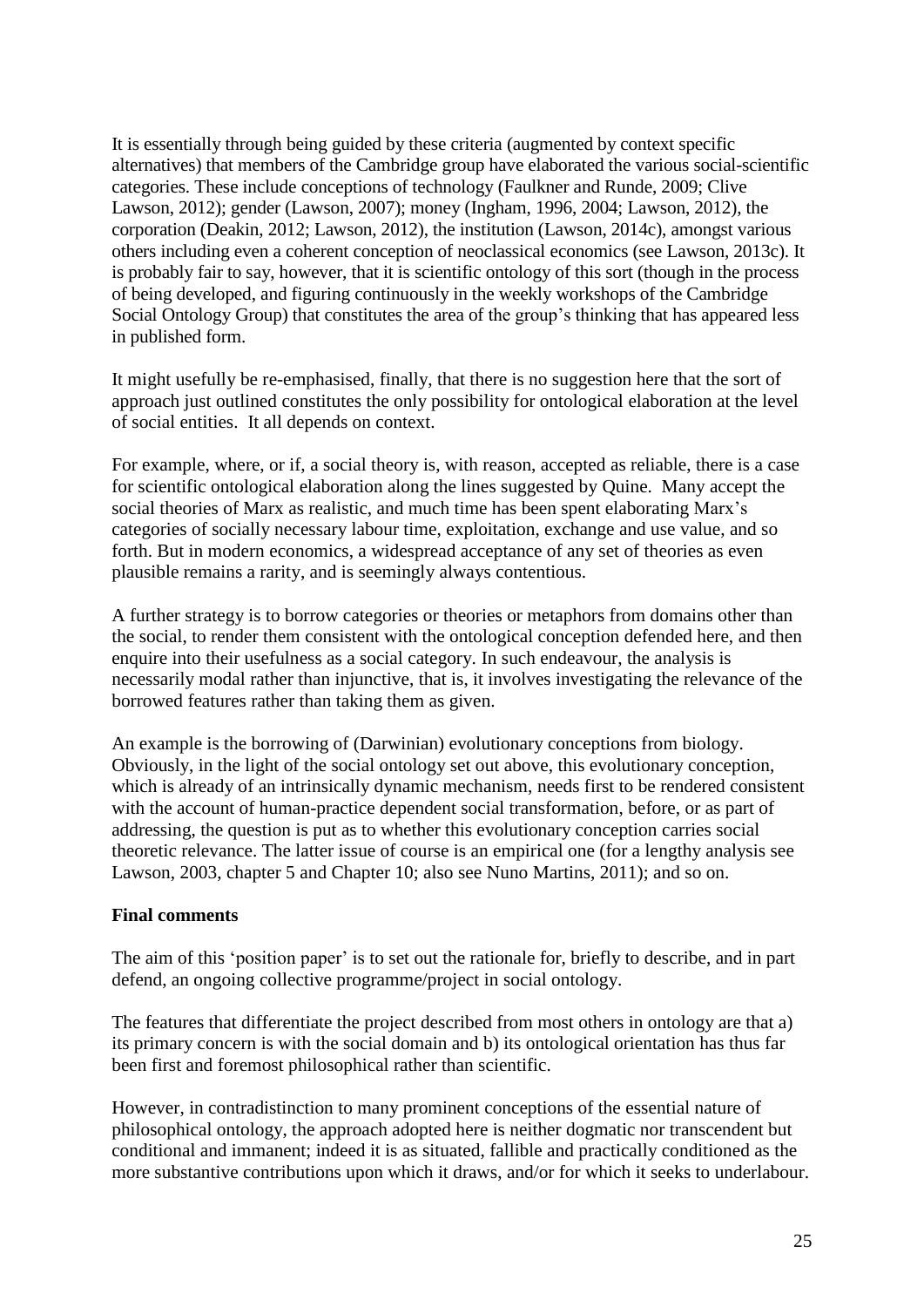It is essentially through being guided by these criteria (augmented by context specific alternatives) that members of the Cambridge group have elaborated the various social-scientific categories. These include conceptions of technology (Faulkner and Runde, 2009; Clive Lawson, 2012); gender (Lawson, 2007); money (Ingham, 1996, 2004; Lawson, 2012), the corporation (Deakin, 2012; Lawson, 2012), the institution (Lawson, 2014c), amongst various others including even a coherent conception of neoclassical economics (see Lawson, 2013c). It is probably fair to say, however, that it is scientific ontology of this sort (though in the process of being developed, and figuring continuously in the weekly workshops of the Cambridge Social Ontology Group) that constitutes the area of the group's thinking that has appeared less in published form.

It might usefully be re-emphasised, finally, that there is no suggestion here that the sort of approach just outlined constitutes the only possibility for ontological elaboration at the level of social entities. It all depends on context.

For example, where, or if, a social theory is, with reason, accepted as reliable, there is a case for scientific ontological elaboration along the lines suggested by Quine. Many accept the social theories of Marx as realistic, and much time has been spent elaborating Marx's categories of socially necessary labour time, exploitation, exchange and use value, and so forth. But in modern economics, a widespread acceptance of any set of theories as even plausible remains a rarity, and is seemingly always contentious.

A further strategy is to borrow categories or theories or metaphors from domains other than the social, to render them consistent with the ontological conception defended here, and then enquire into their usefulness as a social category. In such endeavour, the analysis is necessarily modal rather than injunctive, that is, it involves investigating the relevance of the borrowed features rather than taking them as given.

An example is the borrowing of (Darwinian) evolutionary conceptions from biology. Obviously, in the light of the social ontology set out above, this evolutionary conception, which is already of an intrinsically dynamic mechanism, needs first to be rendered consistent with the account of human-practice dependent social transformation, before, or as part of addressing, the question is put as to whether this evolutionary conception carries social theoretic relevance. The latter issue of course is an empirical one (for a lengthy analysis see Lawson, 2003, chapter 5 and Chapter 10; also see Nuno Martins, 2011); and so on.

**Final comments**

The aim of this 'position paper' is to set out the rationale for, briefly to describe, and in part defend, an ongoing collective programme/project in social ontology.

The features that differentiate the project described from most others in ontology are that a) its primary concern is with the social domain and b) its ontological orientation has thus far been first and foremost philosophical rather than scientific.

However, in contradistinction to many prominent conceptions of the essential nature of philosophical ontology, the approach adopted here is neither dogmatic nor transcendent but conditional and immanent; indeed it is as situated, fallible and practically conditioned as the more substantive contributions upon which it draws, and/or for which it seeks to underlabour.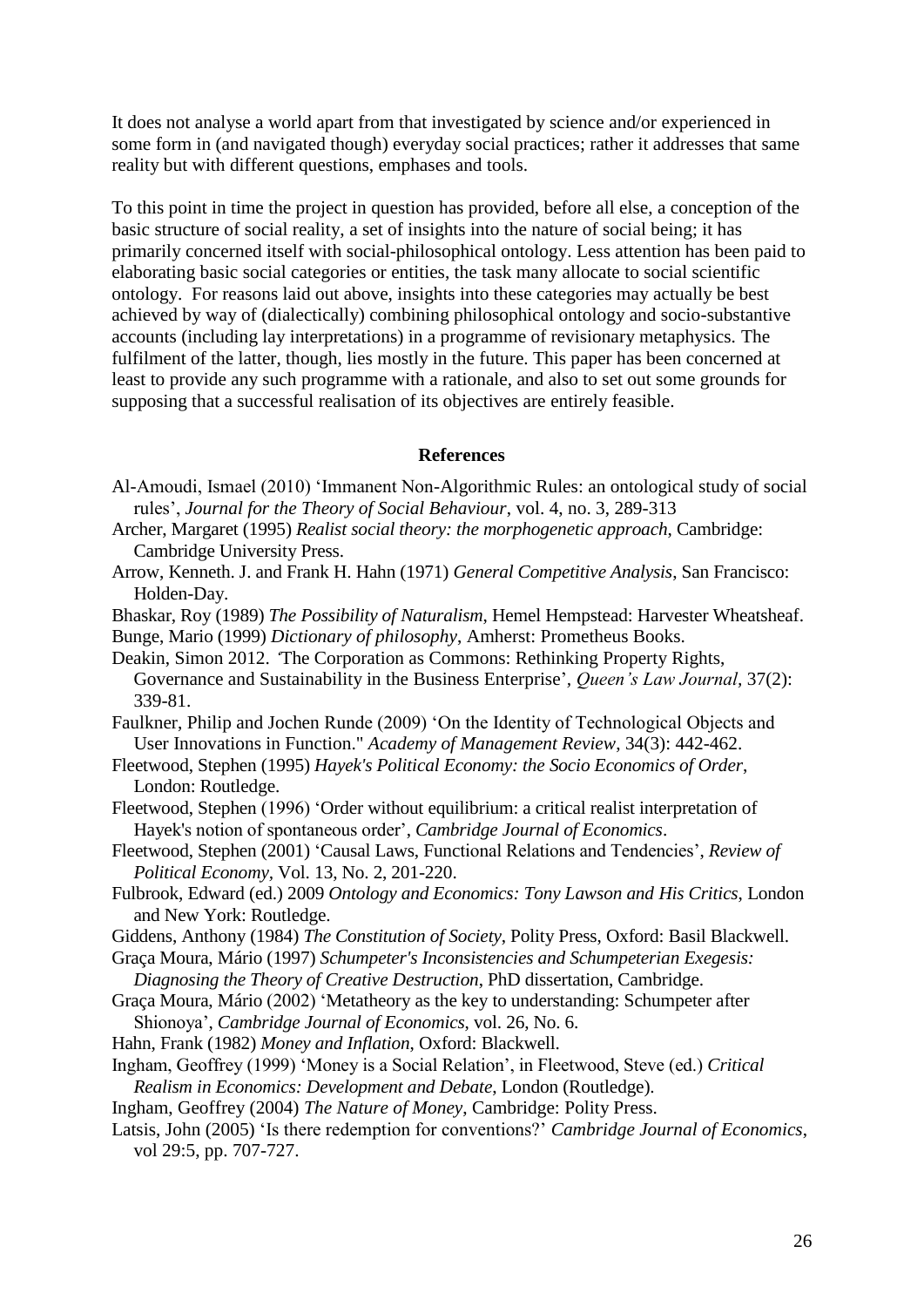It does not analyse a world apart from that investigated by science and/or experienced in some form in (and navigated though) everyday social practices; rather it addresses that same reality but with different questions, emphases and tools.

To this point in time the project in question has provided, before all else, a conception of the basic structure of social reality, a set of insights into the nature of social being; it has primarily concerned itself with social-philosophical ontology. Less attention has been paid to elaborating basic social categories or entities, the task many allocate to social scientific ontology. For reasons laid out above, insights into these categories may actually be best achieved by way of (dialectically) combining philosophical ontology and socio-substantive accounts (including lay interpretations) in a programme of revisionary metaphysics. The fulfilment of the latter, though, lies mostly in the future. This paper has been concerned at least to provide any such programme with a rationale, and also to set out some grounds for supposing that a successful realisation of its objectives are entirely feasible.

## References

Al-Amoudi, Ismael (2010) 'Immanent Non-Algorithmic Rules: an ontological study of social rules', *Journal for the Theory of Social Behaviour*, vol. 4, no. 3, 289-313

Archer, Margaret (1995) *Realist social theory: the morphogenetic approach*, Cambridge: Cambridge University Press.

Arrow, Kenneth. J. and Frank H. Hahn (1971) *General Competitive Analysis*, San Francisco: Holden-Day.

Bhaskar, Roy (1989) *The Possibility of Naturalism*, Hemel Hempstead: Harvester Wheatsheaf.

Bunge, Mario (1999) *Dictionary of philosophy*, Amherst: Prometheus Books.

Deakin, Simon 2012. 'The Corporation as Commons: Rethinking Property Rights, Governance and Sustainability in the Business Enterprise', *Queen's Law Journal*, 37(2): 339-81.

Faulkner, Philip and Jochen Runde (2009) 'On the Identity of Technological Objects and User Innovations in Function." *Academy of Management Review*, 34(3): 442-462.

Fleetwood, Stephen (1995) *Hayek's Political Economy: the Socio Economics of Order*, London: Routledge.

Fleetwood, Stephen (1996) 'Order without equilibrium: a critical realist interpretation of Hayek's notion of spontaneous order', *Cambridge Journal of Economics*.

Fleetwood, Stephen (2001) 'Causal Laws, Functional Relations and Tendencies', *Review of Political Economy*, Vol. 13, No. 2, 201-220.

Fulbrook, Edward (ed.) 2009 *Ontology and Economics: Tony Lawson and His Critics*, London and New York: Routledge.

Giddens, Anthony (1984) *The Constitution of Society*, Polity Press, Oxford: Basil Blackwell.

Graça Moura, Mário (1997) *Schumpeter's Inconsistencies and Schumpeterian Exegesis: Diagnosing the Theory of Creative Destruction*, PhD dissertation, Cambridge.

Graça Moura, Mário (2002) 'Metatheory as the key to understanding: Schumpeter after Shionoya', *Cambridge Journal of Economics*, vol. 26, No. 6.

Hahn, Frank (1982) *Money and Inflation*, Oxford: Blackwell.

Ingham, Geoffrey (1999) 'Money is a Social Relation', in Fleetwood, Steve (ed.) *Critical Realism in Economics: Development and Debate*, London (Routledge).

Ingham, Geoffrey (2004) *The Nature of Money*, Cambridge: Polity Press.

Latsis, John (2005) 'Is there redemption for conventions?' *Cambridge Journal of Economics*, vol 29:5, pp. 707-727.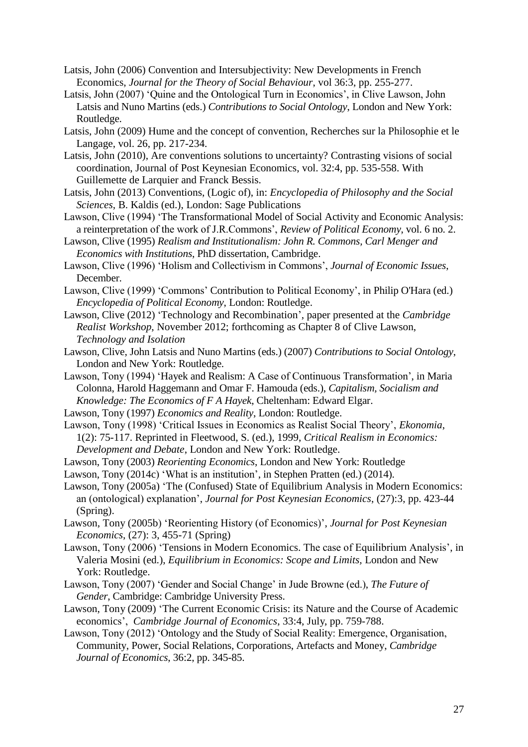Latsis, John (2006) Convention and Intersubjectivity: New Developments in French Economics, *Journal for the Theory of Social Behaviour*, vol 36:3, pp. 255-277.

Latsis, John (2007) 'Quine and the Ontological Turn in Economics', in Clive Lawson, John Latsis and Nuno Martins (eds.) *Contributions to Social Ontology*, London and New York: Routledge.

Latsis, John (2009) Hume and the concept of convention, Recherches sur la Philosophie et le Langage, vol. 26, pp. 217-234.

Latsis, John (2010), Are conventions solutions to uncertainty? Contrasting visions of social coordination, Journal of Post Keynesian Economics, vol. 32:4, pp. 535-558. With Guillemette de Larquier and Franck Bessis.

Latsis, John (2013) Conventions, (Logic of), in: *Encyclopedia of Philosophy and the Social Sciences*, B. Kaldis (ed.), London: Sage Publications

Lawson, Clive (1994) 'The Transformational Model of Social Activity and Economic Analysis: a reinterpretation of the work of J.R.Commons', *Review of Political Economy*, vol. 6 no. 2.

Lawson, Clive (1995) *Realism and Institutionalism: John R. Commons, Carl Menger and Economics with Institutions*, PhD dissertation, Cambridge.

Lawson, Clive (1996) 'Holism and Collectivism in Commons', *Journal of Economic Issues*, December.

Lawson, Clive (1999) 'Commons' Contribution to Political Economy', in Philip O'Hara (ed.) *Encyclopedia of Political Economy*, London: Routledge.

Lawson, Clive (2012) 'Technology and Recombination', paper presented at the *Cambridge Realist Workshop*, November 2012; forthcoming as Chapter 8 of Clive Lawson, *Technology and Isolation*

Lawson, Clive, John Latsis and Nuno Martins (eds.) (2007) *Contributions to Social Ontology*, London and New York: Routledge.

Lawson, Tony (1994) 'Hayek and Realism: A Case of Continuous Transformation', in Maria Colonna, Harold Haggemann and Omar F. Hamouda (eds.), *Capitalism, Socialism and Knowledge: The Economics of F A Hayek*, Cheltenham: Edward Elgar.

Lawson, Tony (1997) *Economics and Reality*, London: Routledge.

Lawson, Tony (1998) 'Critical Issues in Economics as Realist Social Theory', *Ekonomia*, 1(2): 75-117. Reprinted in Fleetwood, S. (ed.), 1999, *Critical Realism in Economics: Development and Debate*, London and New York: Routledge.

Lawson, Tony (2003) *Reorienting Economics*, London and New York: Routledge

Lawson, Tony (2014c) 'What is an institution', in Stephen Pratten (ed.) (2014).

Lawson, Tony (2005a) 'The (Confused) State of Equilibrium Analysis in Modern Economics: an (ontological) explanation', *Journal for Post Keynesian Economics*, (27):3, pp. 423-44 (Spring).

Lawson, Tony (2005b) 'Reorienting History (of Economics)', *Journal for Post Keynesian Economics*, (27): 3, 455-71 (Spring)

Lawson, Tony (2006) 'Tensions in Modern Economics. The case of Equilibrium Analysis', in Valeria Mosini (ed.), *Equilibrium in Economics: Scope and Limits*, London and New York: Routledge.

Lawson, Tony (2007) 'Gender and Social Change' in Jude Browne (ed.), *The Future of Gender*, Cambridge: Cambridge University Press.

Lawson, Tony (2009) 'The Current Economic Crisis: its Nature and the Course of Academic economics', *Cambridge Journal of Economics*, 33:4, July, pp. 759-788.

Lawson, Tony (2012) 'Ontology and the Study of Social Reality: Emergence, Organisation, Community, Power, Social Relations, Corporations, Artefacts and Money, *Cambridge Journal of Economics*, 36:2, pp. 345-85.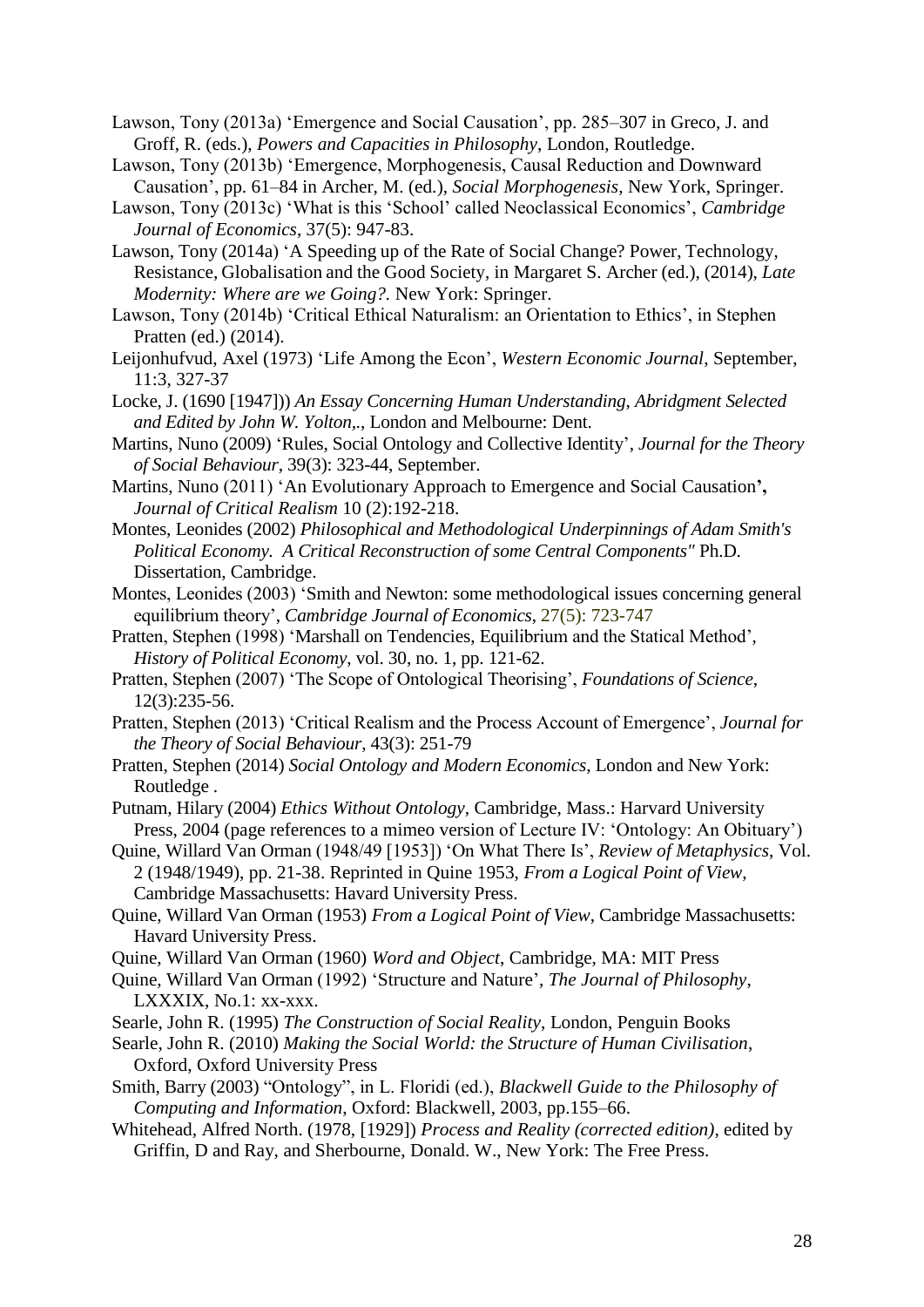Lawson, Tony (2013a) 'Emergence and Social Causation', pp. 285–307 in Greco, J. and Groff, R. (eds.), *Powers and Capacities in Philosophy*, London, Routledge.

Lawson, Tony (2013b) 'Emergence, Morphogenesis, Causal Reduction and Downward Causation', pp. 61–84 in Archer, M. (ed.), *Social Morphogenesis*, New York, Springer.

Lawson, Tony (2013c) 'What is this 'School' called Neoclassical Economics', *Cambridge Journal of Economics*, 37(5): 947-83.

Lawson, Tony (2014a) 'A Speeding up of the Rate of Social Change? Power, Technology, Resistance, Globalisation and the Good Society, in Margaret S. Archer (ed.), (2014), *Late Modernity: Where are we Going?.* New York: Springer.

Lawson, Tony (2014b) 'Critical Ethical Naturalism: an Orientation to Ethics', in Stephen Pratten (ed.) (2014).

Leijonhufvud, Axel (1973) 'Life Among the Econ', *Western Economic Journal*, September, 11:3, 327-37

Locke, J. (1690 [1947])) *An Essay Concerning Human Understanding, Abridgment Selected and Edited by John W. Yolton,.*, London and Melbourne: Dent.

Martins, Nuno (2009) 'Rules, Social Ontology and Collective Identity', *Journal for the Theory of Social Behaviour*, 39(3): 323-44, September.

Martins, Nuno (2011) 'An Evolutionary Approach to Emergence and Social Causation**',** *Journal of Critical Realism* 10 (2):192-218.

Montes, Leonides (2002) *Philosophical and Methodological Underpinnings of Adam Smith's Political Economy. A Critical Reconstruction of some Central Components"* Ph.D. Dissertation, Cambridge.

Montes, Leonides (2003) 'Smith and Newton: some methodological issues concerning general equilibrium theory', *Cambridge Journal of Economics*, 27(5): 723-747

Pratten, Stephen (1998) 'Marshall on Tendencies, Equilibrium and the Statical Method', *History of Political Economy*, vol. 30, no. 1, pp. 121-62.

Pratten, Stephen (2007) 'The Scope of Ontological Theorising', *Foundations of Science*, 12(3):235-56.

Pratten, Stephen (2013) 'Critical Realism and the Process Account of Emergence', *Journal for the Theory of Social Behaviour*, 43(3): 251-79

Pratten, Stephen (2014) *Social Ontology and Modern Economics*, London and New York: Routledge .

Putnam, Hilary (2004) *Ethics Without Ontology*, Cambridge, Mass.: Harvard University Press, 2004 (page references to a mimeo version of Lecture IV: 'Ontology: An Obituary')

Quine, Willard Van Orman (1948/49 [1953]) 'On What There Is', *Review of Metaphysics*, Vol. 2 (1948/1949), pp. 21-38. Reprinted in Quine 1953, *From a Logical Point of View*, Cambridge Massachusetts: Havard University Press.

Quine, Willard Van Orman (1953) *From a Logical Point of View*, Cambridge Massachusetts: Havard University Press.

Quine, Willard Van Orman (1960) *Word and Object*, Cambridge, MA: MIT Press

Quine, Willard Van Orman (1992) 'Structure and Nature', *The Journal of Philosophy*, LXXXIX, No.1: xx-xxx.

Searle, John R. (1995) *The Construction of Social Reality*, London, Penguin Books

Searle, John R. (2010) *Making the Social World: the Structure of Human Civilisation*, Oxford, Oxford University Press

Smith, Barry (2003) "Ontology", in L. Floridi (ed.), *Blackwell Guide to the Philosophy of Computing and Information*, Oxford: Blackwell, 2003, pp.155–66.

Whitehead, Alfred North. (1978, [1929]) *Process and Reality (corrected edition)*, edited by Griffin, D and Ray, and Sherbourne, Donald. W., New York: The Free Press.